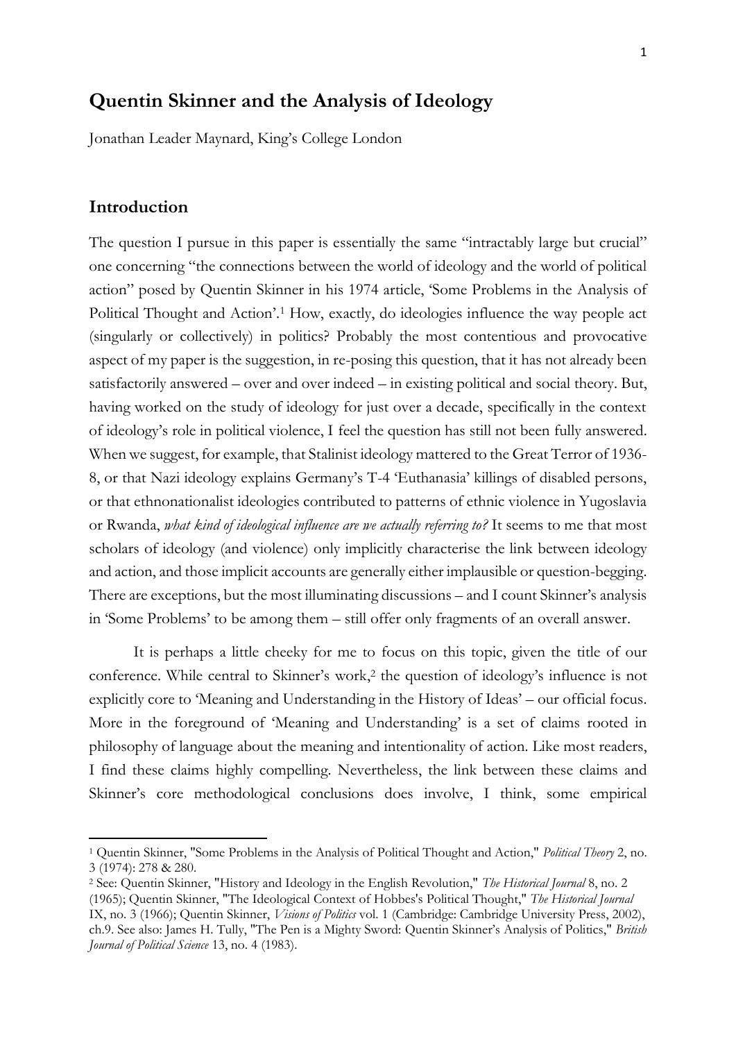# Quentin Skinner and the Analysis of Ideology

Jonathan Leader Maynard, King's College London

## Introduction

The question I pursue in this paper is essentially the same "intractably large but crucial" one concerning "the connections between the world of ideology and the world of political action" posed by Quentin Skinner in his 1974 article, 'Some Problems in the Analysis of Political Thought and Action'.[1] How, exactly, do ideologies influence the way people act (singularly or collectively) in politics? Probably the most contentious and provocative aspect of my paper is the suggestion, in re-posing this question, that it has not already been satisfactorily answered – over and over indeed – in existing political and social theory. But, having worked on the study of ideology for just over a decade, specifically in the context of ideology's role in political violence, I feel the question has still not been fully answered. When we suggest, for example, that Stalinist ideology mattered to the Great Terror of 1936-8, or that Nazi ideology explains Germany's T-4 'Euthanasia' killings of disabled persons, or that ethnonationalist ideologies contributed to patterns of ethnic violence in Yugoslavia or Rwanda, *what kind of ideological influence are we actually referring to?* It seems to me that most scholars of ideology (and violence) only implicitly characterise the link between ideology and action, and those implicit accounts are generally either implausible or question-begging. There are exceptions, but the most illuminating discussions – and I count Skinner's analysis in 'Some Problems' to be among them – still offer only fragments of an overall answer.

It is perhaps a little cheeky for me to focus on this topic, given the title of our conference. While central to Skinner's work,[2] the question of ideology's influence is not explicitly core to 'Meaning and Understanding in the History of Ideas' – our official focus. More in the foreground of 'Meaning and Understanding' is a set of claims rooted in philosophy of language about the meaning and intentionality of action. Like most readers, I find these claims highly compelling. Nevertheless, the link between these claims and Skinner's core methodological conclusions does involve, I think, some empirical

---

[1] Quentin Skinner, "Some Problems in the Analysis of Political Thought and Action," *Political Theory* 2, no. 3 (1974): 278 & 280.

[2] See: Quentin Skinner, "History and Ideology in the English Revolution," *The Historical Journal* 8, no. 2 (1965); Quentin Skinner, "The Ideological Context of Hobbes's Political Thought," *The Historical Journal* IX, no. 3 (1966); Quentin Skinner, *Visions of Politics* vol. 1 (Cambridge: Cambridge University Press, 2002), ch.9. See also: James H. Tully, "The Pen is a Mighty Sword: Quentin Skinner's Analysis of Politics," *British Journal of Political Science* 13, no. 4 (1983).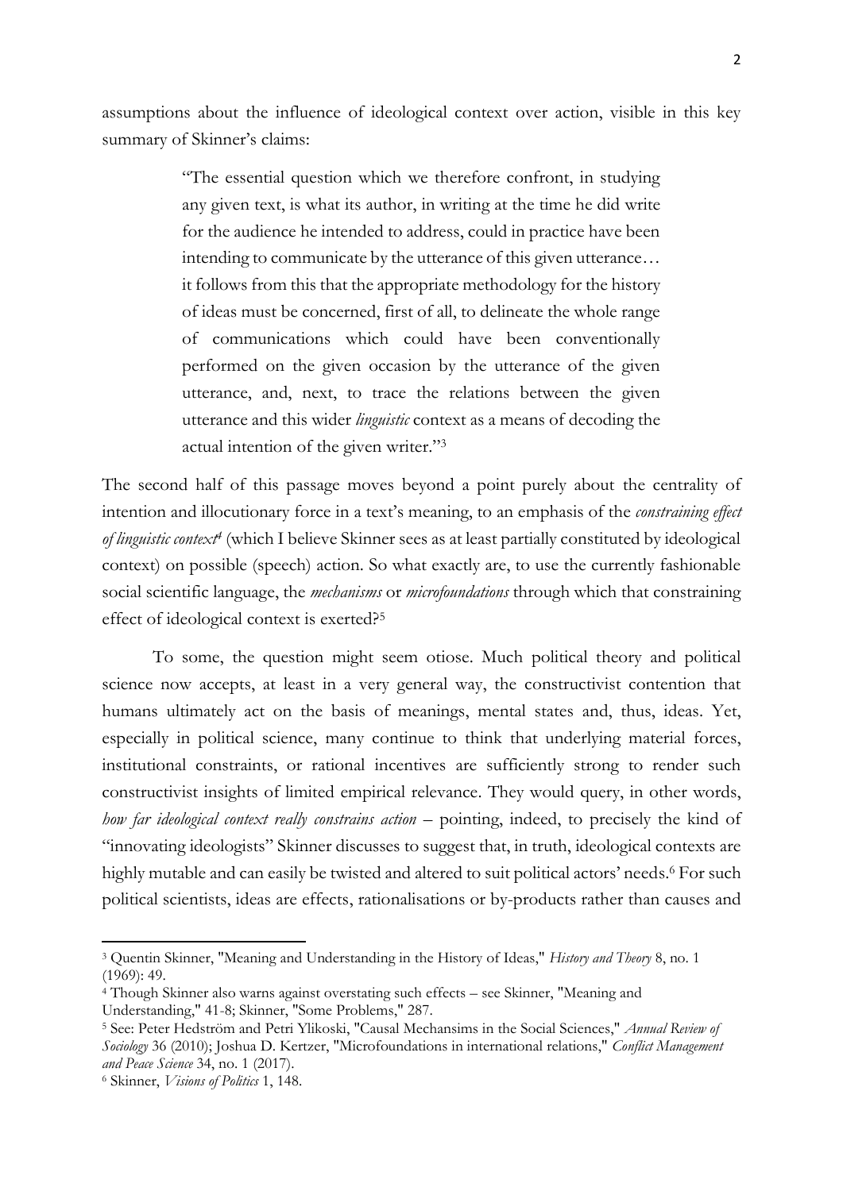assumptions about the influence of ideological context over action, visible in this key summary of Skinner's claims:

> "The essential question which we therefore confront, in studying any given text, is what its author, in writing at the time he did write for the audience he intended to address, could in practice have been intending to communicate by the utterance of this given utterance… it follows from this that the appropriate methodology for the history of ideas must be concerned, first of all, to delineate the whole range of communications which could have been conventionally performed on the given occasion by the utterance of the given utterance, and, next, to trace the relations between the given utterance and this wider *linguistic* context as a means of decoding the actual intention of the given writer."[3]

The second half of this passage moves beyond a point purely about the centrality of intention and illocutionary force in a text's meaning, to an emphasis of the *constraining effect of linguistic context*[4] (which I believe Skinner sees as at least partially constituted by ideological context) on possible (speech) action. So what exactly are, to use the currently fashionable social scientific language, the *mechanisms* or *microfoundations* through which that constraining effect of ideological context is exerted?[5]

To some, the question might seem otiose. Much political theory and political science now accepts, at least in a very general way, the constructivist contention that humans ultimately act on the basis of meanings, mental states and, thus, ideas. Yet, especially in political science, many continue to think that underlying material forces, institutional constraints, or rational incentives are sufficiently strong to render such constructivist insights of limited empirical relevance. They would query, in other words, *how far ideological context really constrains action* – pointing, indeed, to precisely the kind of "innovating ideologists" Skinner discusses to suggest that, in truth, ideological contexts are highly mutable and can easily be twisted and altered to suit political actors' needs.[6] For such political scientists, ideas are effects, rationalisations or by-products rather than causes and

---

[3] Quentin Skinner, "Meaning and Understanding in the History of Ideas," *History and Theory* 8, no. 1 (1969): 49.

[4] Though Skinner also warns against overstating such effects – see Skinner, "Meaning and Understanding," 41-8; Skinner, "Some Problems," 287.

[5] See: Peter Hedström and Petri Ylikoski, "Causal Mechansims in the Social Sciences," *Annual Review of Sociology* 36 (2010); Joshua D. Kertzer, "Microfoundations in international relations," *Conflict Management and Peace Science* 34, no. 1 (2017).

[6] Skinner, *Visions of Politics* 1, 148.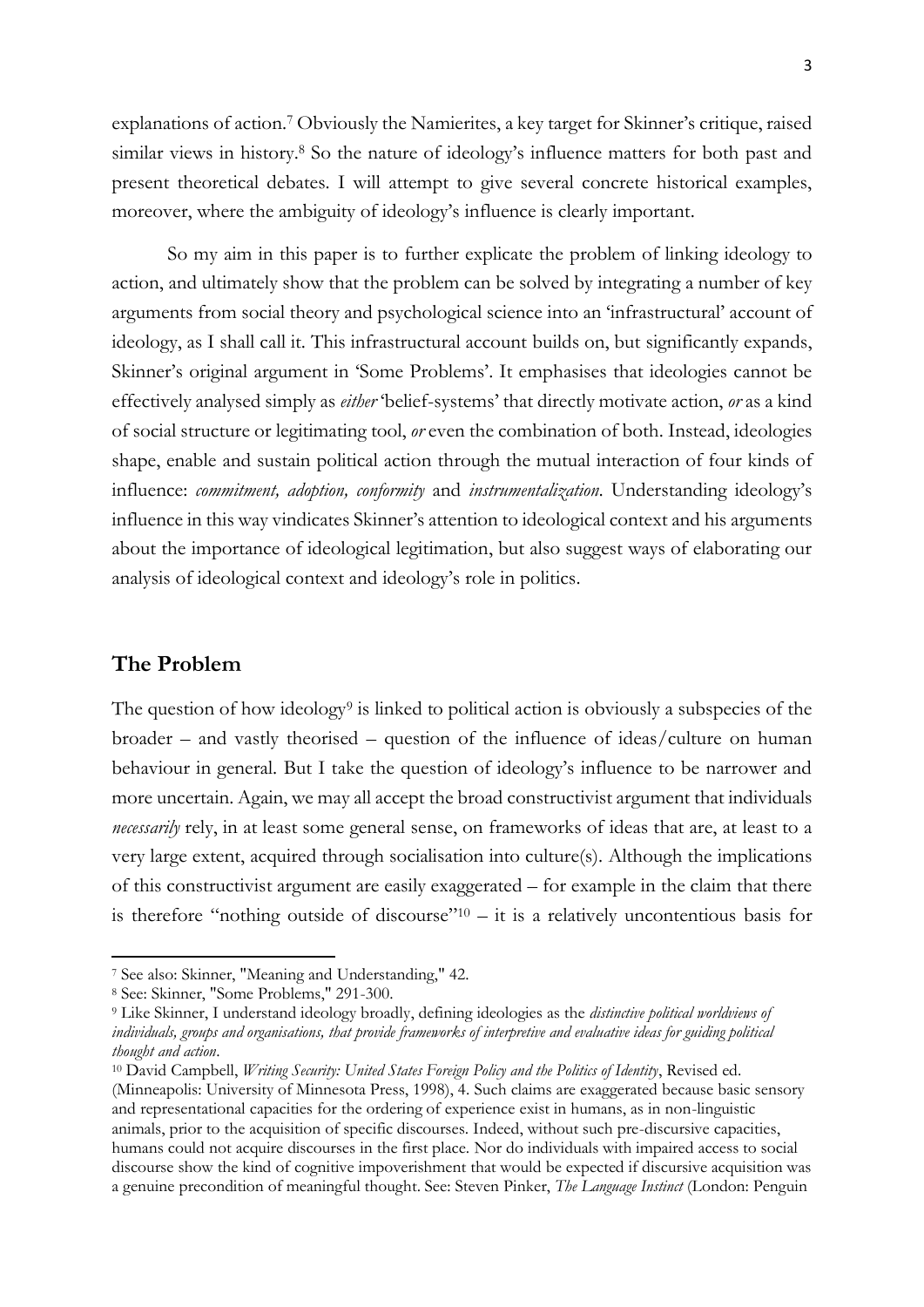explanations of action.[7] Obviously the Namierites, a key target for Skinner's critique, raised similar views in history.[8] So the nature of ideology's influence matters for both past and present theoretical debates. I will attempt to give several concrete historical examples, moreover, where the ambiguity of ideology's influence is clearly important.

So my aim in this paper is to further explicate the problem of linking ideology to action, and ultimately show that the problem can be solved by integrating a number of key arguments from social theory and psychological science into an 'infrastructural' account of ideology, as I shall call it. This infrastructural account builds on, but significantly expands, Skinner's original argument in 'Some Problems'. It emphasises that ideologies cannot be effectively analysed simply as *either* 'belief-systems' that directly motivate action, *or* as a kind of social structure or legitimating tool, *or* even the combination of both. Instead, ideologies shape, enable and sustain political action through the mutual interaction of four kinds of influence: *commitment, adoption, conformity* and *instrumentalization*. Understanding ideology's influence in this way vindicates Skinner's attention to ideological context and his arguments about the importance of ideological legitimation, but also suggest ways of elaborating our analysis of ideological context and ideology's role in politics.

## The Problem

The question of how ideology[9] is linked to political action is obviously a subspecies of the broader – and vastly theorised – question of the influence of ideas/culture on human behaviour in general. But I take the question of ideology's influence to be narrower and more uncertain. Again, we may all accept the broad constructivist argument that individuals *necessarily* rely, in at least some general sense, on frameworks of ideas that are, at least to a very large extent, acquired through socialisation into culture(s). Although the implications of this constructivist argument are easily exaggerated – for example in the claim that there is therefore "nothing outside of discourse"[10] – it is a relatively uncontentious basis for

---

[7] See also: Skinner, "Meaning and Understanding," 42.

[8] See: Skinner, "Some Problems," 291-300.

[9] Like Skinner, I understand ideology broadly, defining ideologies as the *distinctive political worldviews of individuals, groups and organisations, that provide frameworks of interpretive and evaluative ideas for guiding political thought and action*.

[10] David Campbell, *Writing Security: United States Foreign Policy and the Politics of Identity*, Revised ed. (Minneapolis: University of Minnesota Press, 1998), 4. Such claims are exaggerated because basic sensory and representational capacities for the ordering of experience exist in humans, as in non-linguistic animals, prior to the acquisition of specific discourses. Indeed, without such pre-discursive capacities, humans could not acquire discourses in the first place. Nor do individuals with impaired access to social discourse show the kind of cognitive impoverishment that would be expected if discursive acquisition was a genuine precondition of meaningful thought. See: Steven Pinker, *The Language Instinct* (London: Penguin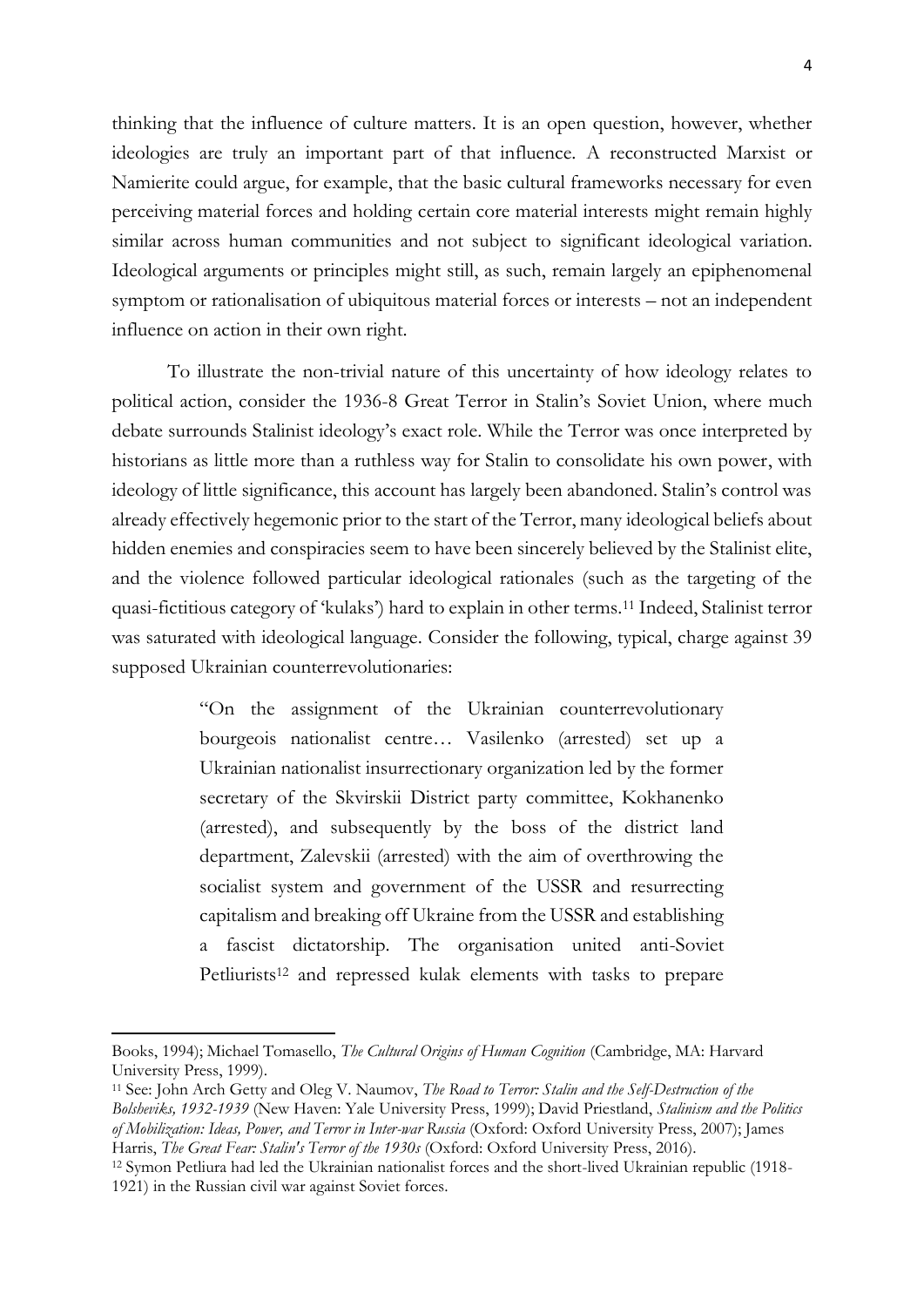thinking that the influence of culture matters. It is an open question, however, whether ideologies are truly an important part of that influence. A reconstructed Marxist or Namierite could argue, for example, that the basic cultural frameworks necessary for even perceiving material forces and holding certain core material interests might remain highly similar across human communities and not subject to significant ideological variation. Ideological arguments or principles might still, as such, remain largely an epiphenomenal symptom or rationalisation of ubiquitous material forces or interests – not an independent influence on action in their own right.

To illustrate the non-trivial nature of this uncertainty of how ideology relates to political action, consider the 1936-8 Great Terror in Stalin's Soviet Union, where much debate surrounds Stalinist ideology's exact role. While the Terror was once interpreted by historians as little more than a ruthless way for Stalin to consolidate his own power, with ideology of little significance, this account has largely been abandoned. Stalin's control was already effectively hegemonic prior to the start of the Terror, many ideological beliefs about hidden enemies and conspiracies seem to have been sincerely believed by the Stalinist elite, and the violence followed particular ideological rationales (such as the targeting of the quasi-fictitious category of 'kulaks') hard to explain in other terms.[11] Indeed, Stalinist terror was saturated with ideological language. Consider the following, typical, charge against 39 supposed Ukrainian counterrevolutionaries:

> "On the assignment of the Ukrainian counterrevolutionary bourgeois nationalist centre… Vasilenko (arrested) set up a Ukrainian nationalist insurrectionary organization led by the former secretary of the Skvirskii District party committee, Kokhanenko (arrested), and subsequently by the boss of the district land department, Zalevskii (arrested) with the aim of overthrowing the socialist system and government of the USSR and resurrecting capitalism and breaking off Ukraine from the USSR and establishing a fascist dictatorship. The organisation united anti-Soviet Petliurists[12] and repressed kulak elements with tasks to prepare

---

Books, 1994); Michael Tomasello, *The Cultural Origins of Human Cognition* (Cambridge, MA: Harvard University Press, 1999).

[11] See: John Arch Getty and Oleg V. Naumov, *The Road to Terror: Stalin and the Self-Destruction of the Bolsheviks, 1932-1939* (New Haven: Yale University Press, 1999); David Priestland, *Stalinism and the Politics of Mobilization: Ideas, Power, and Terror in Inter-war Russia* (Oxford: Oxford University Press, 2007); James Harris, *The Great Fear: Stalin's Terror of the 1930s* (Oxford: Oxford University Press, 2016).

[12] Symon Petliura had led the Ukrainian nationalist forces and the short-lived Ukrainian republic (1918-1921) in the Russian civil war against Soviet forces.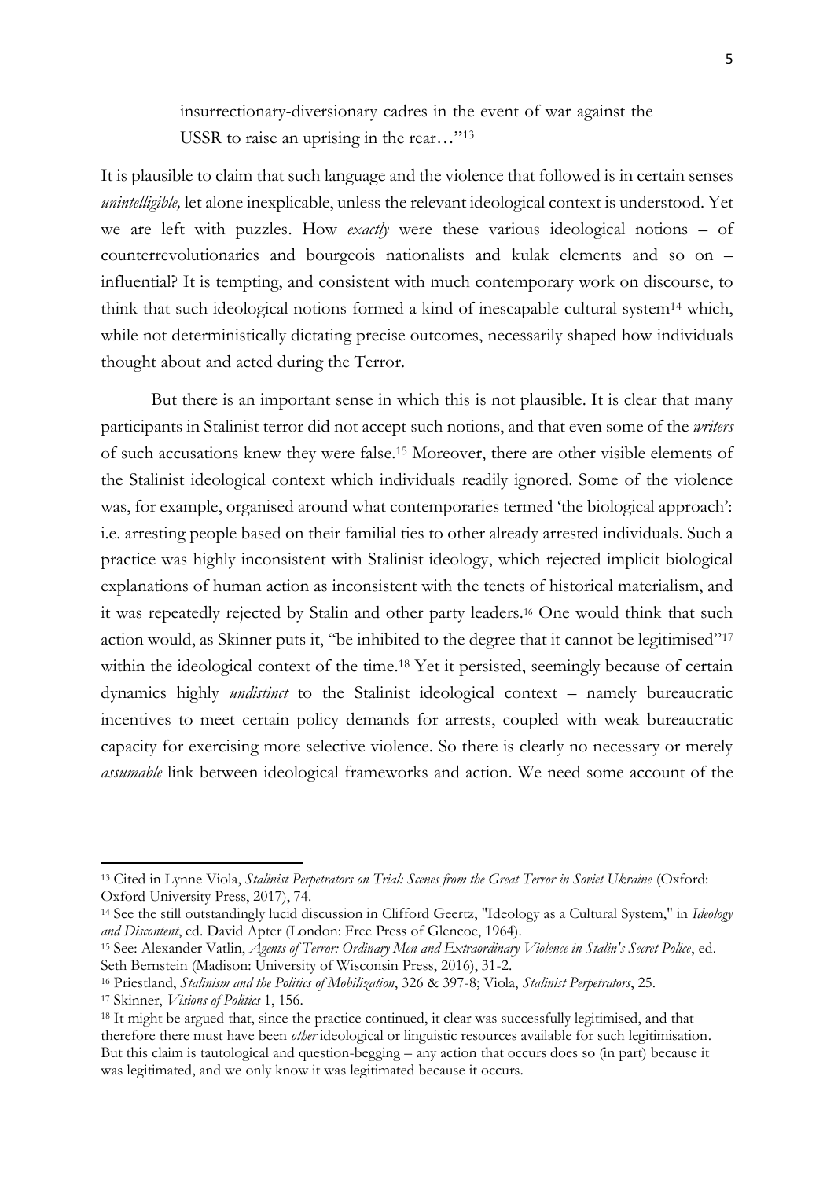insurrectionary-diversionary cadres in the event of war against the USSR to raise an uprising in the rear…"[13]

It is plausible to claim that such language and the violence that followed is in certain senses *unintelligible,* let alone inexplicable, unless the relevant ideological context is understood. Yet we are left with puzzles. How *exactly* were these various ideological notions – of counterrevolutionaries and bourgeois nationalists and kulak elements and so on – influential? It is tempting, and consistent with much contemporary work on discourse, to think that such ideological notions formed a kind of inescapable cultural system[14] which, while not deterministically dictating precise outcomes, necessarily shaped how individuals thought about and acted during the Terror.

But there is an important sense in which this is not plausible. It is clear that many participants in Stalinist terror did not accept such notions, and that even some of the *writers* of such accusations knew they were false.[15] Moreover, there are other visible elements of the Stalinist ideological context which individuals readily ignored. Some of the violence was, for example, organised around what contemporaries termed 'the biological approach': i.e. arresting people based on their familial ties to other already arrested individuals. Such a practice was highly inconsistent with Stalinist ideology, which rejected implicit biological explanations of human action as inconsistent with the tenets of historical materialism, and it was repeatedly rejected by Stalin and other party leaders.[16] One would think that such action would, as Skinner puts it, "be inhibited to the degree that it cannot be legitimised"[17] within the ideological context of the time.[18] Yet it persisted, seemingly because of certain dynamics highly *undistinct* to the Stalinist ideological context – namely bureaucratic incentives to meet certain policy demands for arrests, coupled with weak bureaucratic capacity for exercising more selective violence. So there is clearly no necessary or merely *assumable* link between ideological frameworks and action. We need some account of the

---

[13] Cited in Lynne Viola, *Stalinist Perpetrators on Trial: Scenes from the Great Terror in Soviet Ukraine* (Oxford: Oxford University Press, 2017), 74.

[14] See the still outstandingly lucid discussion in Clifford Geertz, "Ideology as a Cultural System," in *Ideology and Discontent*, ed. David Apter (London: Free Press of Glencoe, 1964).

[15] See: Alexander Vatlin, *Agents of Terror: Ordinary Men and Extraordinary Violence in Stalin's Secret Police*, ed. Seth Bernstein (Madison: University of Wisconsin Press, 2016), 31-2.

[16] Priestland, *Stalinism and the Politics of Mobilization*, 326 & 397-8; Viola, *Stalinist Perpetrators*, 25.

[17] Skinner, *Visions of Politics* 1, 156.

[18] It might be argued that, since the practice continued, it clear was successfully legitimised, and that therefore there must have been *other* ideological or linguistic resources available for such legitimisation. But this claim is tautological and question-begging – any action that occurs does so (in part) because it was legitimated, and we only know it was legitimated because it occurs.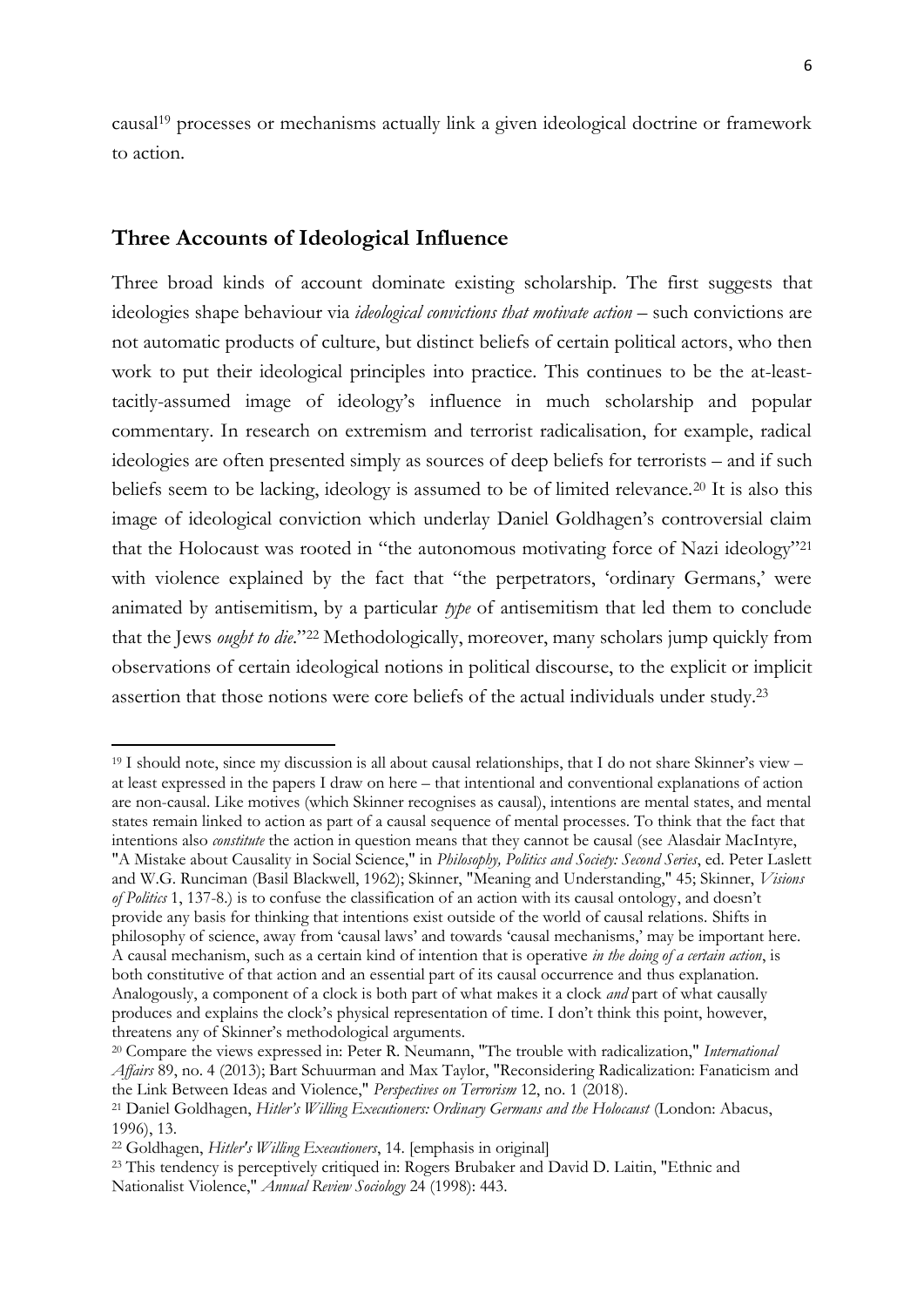causal[19] processes or mechanisms actually link a given ideological doctrine or framework to action.

## Three Accounts of Ideological Influence

Three broad kinds of account dominate existing scholarship. The first suggests that ideologies shape behaviour via *ideological convictions that motivate action* – such convictions are not automatic products of culture, but distinct beliefs of certain political actors, who then work to put their ideological principles into practice. This continues to be the at-least-tacitly-assumed image of ideology's influence in much scholarship and popular commentary. In research on extremism and terrorist radicalisation, for example, radical ideologies are often presented simply as sources of deep beliefs for terrorists – and if such beliefs seem to be lacking, ideology is assumed to be of limited relevance.[20] It is also this image of ideological conviction which underlay Daniel Goldhagen's controversial claim that the Holocaust was rooted in "the autonomous motivating force of Nazi ideology"[21] with violence explained by the fact that "the perpetrators, 'ordinary Germans,' were animated by antisemitism, by a particular *type* of antisemitism that led them to conclude that the Jews *ought to die*."[22] Methodologically, moreover, many scholars jump quickly from observations of certain ideological notions in political discourse, to the explicit or implicit assertion that those notions were core beliefs of the actual individuals under study.[23]

---

[19] I should note, since my discussion is all about causal relationships, that I do not share Skinner's view – at least expressed in the papers I draw on here – that intentional and conventional explanations of action are non-causal. Like motives (which Skinner recognises as causal), intentions are mental states, and mental states remain linked to action as part of a causal sequence of mental processes. To think that the fact that intentions also *constitute* the action in question means that they cannot be causal (see Alasdair MacIntyre, "A Mistake about Causality in Social Science," in *Philosophy, Politics and Society: Second Series*, ed. Peter Laslett and W.G. Runciman (Basil Blackwell, 1962); Skinner, "Meaning and Understanding," 45; Skinner, *Visions of Politics* 1, 137-8.) is to confuse the classification of an action with its causal ontology, and doesn't provide any basis for thinking that intentions exist outside of the world of causal relations. Shifts in philosophy of science, away from 'causal laws' and towards 'causal mechanisms,' may be important here. A causal mechanism, such as a certain kind of intention that is operative *in the doing of a certain action*, is both constitutive of that action and an essential part of its causal occurrence and thus explanation. Analogously, a component of a clock is both part of what makes it a clock *and* part of what causally produces and explains the clock's physical representation of time. I don't think this point, however, threatens any of Skinner's methodological arguments.

[20] Compare the views expressed in: Peter R. Neumann, "The trouble with radicalization," *International Affairs* 89, no. 4 (2013); Bart Schuurman and Max Taylor, "Reconsidering Radicalization: Fanaticism and the Link Between Ideas and Violence," *Perspectives on Terrorism* 12, no. 1 (2018).

[21] Daniel Goldhagen, *Hitler's Willing Executioners: Ordinary Germans and the Holocaust* (London: Abacus, 1996), 13.

[22] Goldhagen, *Hitler's Willing Executioners*, 14. [emphasis in original]

[23] This tendency is perceptively critiqued in: Rogers Brubaker and David D. Laitin, "Ethnic and Nationalist Violence," *Annual Review Sociology* 24 (1998): 443.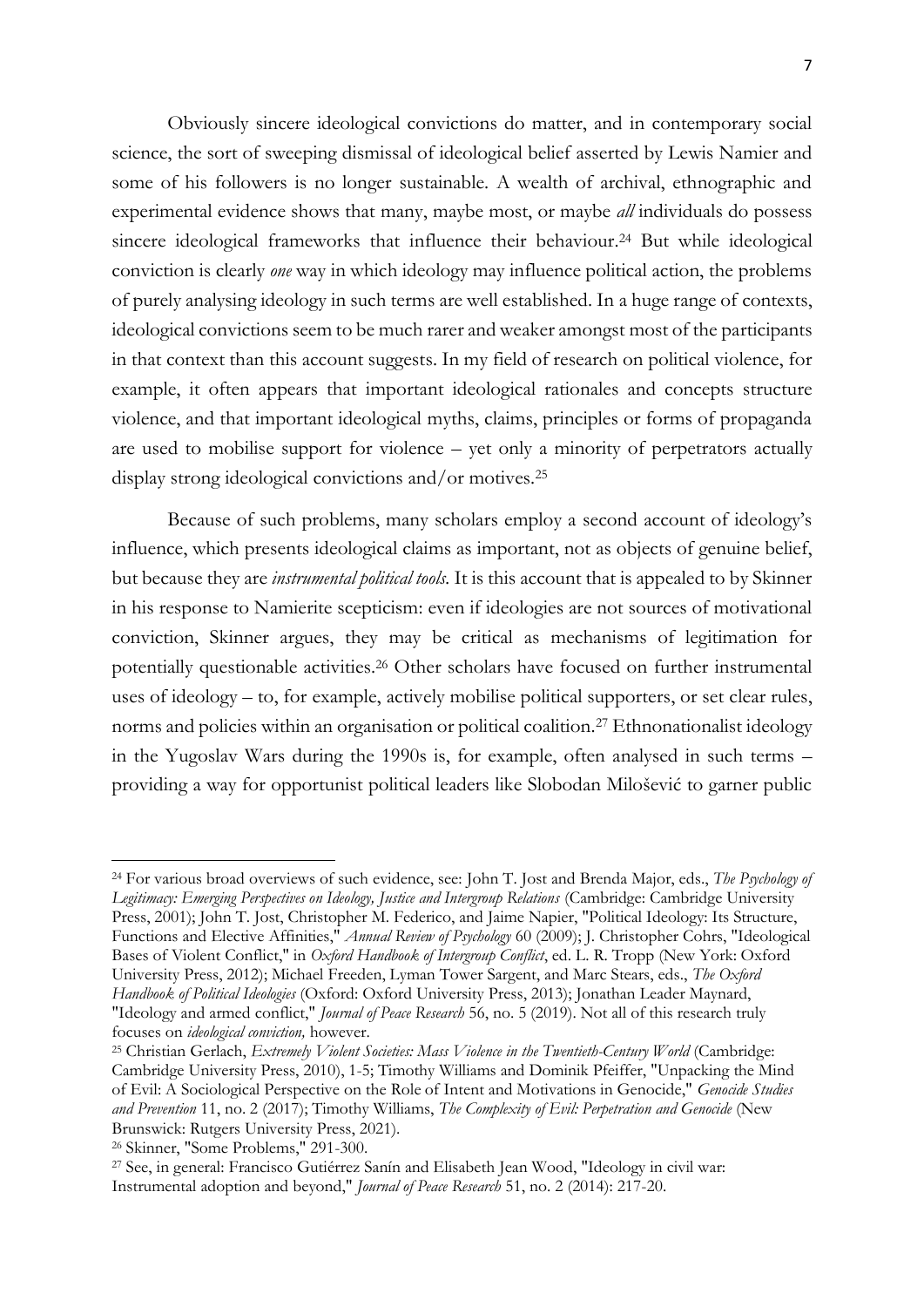Obviously sincere ideological convictions do matter, and in contemporary social science, the sort of sweeping dismissal of ideological belief asserted by Lewis Namier and some of his followers is no longer sustainable. A wealth of archival, ethnographic and experimental evidence shows that many, maybe most, or maybe *all* individuals do possess sincere ideological frameworks that influence their behaviour.[24] But while ideological conviction is clearly *one* way in which ideology may influence political action, the problems of purely analysing ideology in such terms are well established. In a huge range of contexts, ideological convictions seem to be much rarer and weaker amongst most of the participants in that context than this account suggests. In my field of research on political violence, for example, it often appears that important ideological rationales and concepts structure violence, and that important ideological myths, claims, principles or forms of propaganda are used to mobilise support for violence – yet only a minority of perpetrators actually display strong ideological convictions and/or motives.[25]

Because of such problems, many scholars employ a second account of ideology's influence, which presents ideological claims as important, not as objects of genuine belief, but because they are *instrumental political tools*. It is this account that is appealed to by Skinner in his response to Namierite scepticism: even if ideologies are not sources of motivational conviction, Skinner argues, they may be critical as mechanisms of legitimation for potentially questionable activities.[26] Other scholars have focused on further instrumental uses of ideology – to, for example, actively mobilise political supporters, or set clear rules, norms and policies within an organisation or political coalition.[27] Ethnonationalist ideology in the Yugoslav Wars during the 1990s is, for example, often analysed in such terms – providing a way for opportunist political leaders like Slobodan Milošević to garner public

---

[24] For various broad overviews of such evidence, see: John T. Jost and Brenda Major, eds., *The Psychology of Legitimacy: Emerging Perspectives on Ideology, Justice and Intergroup Relations* (Cambridge: Cambridge University Press, 2001); John T. Jost, Christopher M. Federico, and Jaime Napier, "Political Ideology: Its Structure, Functions and Elective Affinities," *Annual Review of Psychology* 60 (2009); J. Christopher Cohrs, "Ideological Bases of Violent Conflict," in *Oxford Handbook of Intergroup Conflict*, ed. L. R. Tropp (New York: Oxford University Press, 2012); Michael Freeden, Lyman Tower Sargent, and Marc Stears, eds., *The Oxford Handbook of Political Ideologies* (Oxford: Oxford University Press, 2013); Jonathan Leader Maynard, "Ideology and armed conflict," *Journal of Peace Research* 56, no. 5 (2019). Not all of this research truly focuses on *ideological conviction,* however.

[25] Christian Gerlach, *Extremely Violent Societies: Mass Violence in the Twentieth-Century World* (Cambridge: Cambridge University Press, 2010), 1-5; Timothy Williams and Dominik Pfeiffer, "Unpacking the Mind of Evil: A Sociological Perspective on the Role of Intent and Motivations in Genocide," *Genocide Studies and Prevention* 11, no. 2 (2017); Timothy Williams, *The Complexity of Evil: Perpetration and Genocide* (New Brunswick: Rutgers University Press, 2021).

[26] Skinner, "Some Problems," 291-300.

[27] See, in general: Francisco Gutiérrez Sanín and Elisabeth Jean Wood, "Ideology in civil war: Instrumental adoption and beyond," *Journal of Peace Research* 51, no. 2 (2014): 217-20.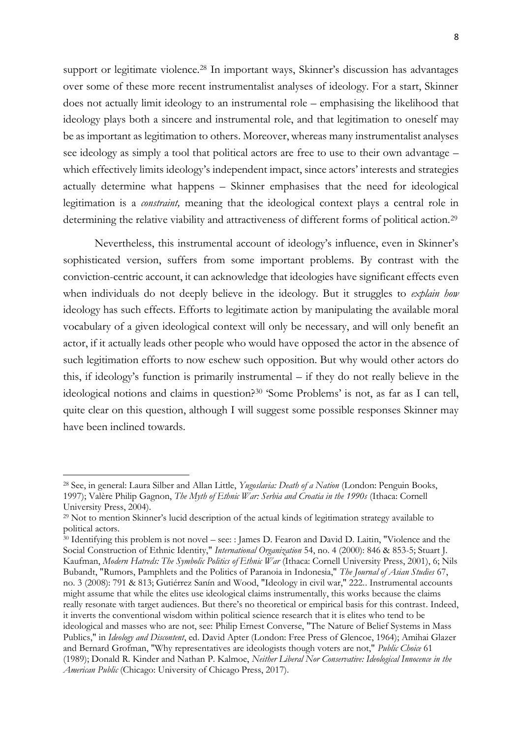support or legitimate violence.[28] In important ways, Skinner's discussion has advantages over some of these more recent instrumentalist analyses of ideology. For a start, Skinner does not actually limit ideology to an instrumental role – emphasising the likelihood that ideology plays both a sincere and instrumental role, and that legitimation to oneself may be as important as legitimation to others. Moreover, whereas many instrumentalist analyses see ideology as simply a tool that political actors are free to use to their own advantage – which effectively limits ideology's independent impact, since actors' interests and strategies actually determine what happens – Skinner emphasises that the need for ideological legitimation is a *constraint,* meaning that the ideological context plays a central role in determining the relative viability and attractiveness of different forms of political action.[29]

Nevertheless, this instrumental account of ideology's influence, even in Skinner's sophisticated version, suffers from some important problems. By contrast with the conviction-centric account, it can acknowledge that ideologies have significant effects even when individuals do not deeply believe in the ideology. But it struggles to *explain how* ideology has such effects. Efforts to legitimate action by manipulating the available moral vocabulary of a given ideological context will only be necessary, and will only benefit an actor, if it actually leads other people who would have opposed the actor in the absence of such legitimation efforts to now eschew such opposition. But why would other actors do this, if ideology's function is primarily instrumental – if they do not really believe in the ideological notions and claims in question?[30] 'Some Problems' is not, as far as I can tell, quite clear on this question, although I will suggest some possible responses Skinner may have been inclined towards.

---

[28] See, in general: Laura Silber and Allan Little, *Yugoslavia: Death of a Nation* (London: Penguin Books, 1997); Valère Philip Gagnon, *The Myth of Ethnic War: Serbia and Croatia in the 1990s* (Ithaca: Cornell University Press, 2004).

[29] Not to mention Skinner's lucid description of the actual kinds of legitimation strategy available to political actors.

[30] Identifying this problem is not novel – see: : James D. Fearon and David D. Laitin, "Violence and the Social Construction of Ethnic Identity," *International Organization* 54, no. 4 (2000): 846 & 853-5; Stuart J. Kaufman, *Modern Hatreds: The Symbolic Politics of Ethnic War* (Ithaca: Cornell University Press, 2001), 6; Nils Bubandt, "Rumors, Pamphlets and the Politics of Paranoia in Indonesia," *The Journal of Asian Studies* 67, no. 3 (2008): 791 & 813; Gutiérrez Sanín and Wood, "Ideology in civil war," 222.. Instrumental accounts might assume that while the elites use ideological claims instrumentally, this works because the claims really resonate with target audiences. But there's no theoretical or empirical basis for this contrast. Indeed, it inverts the conventional wisdom within political science research that it is elites who tend to be ideological and masses who are not, see: Philip Ernest Converse, "The Nature of Belief Systems in Mass Publics," in *Ideology and Discontent*, ed. David Apter (London: Free Press of Glencoe, 1964); Amihai Glazer and Bernard Grofman, "Why representatives are ideologists though voters are not," *Public Choice* 61 (1989); Donald R. Kinder and Nathan P. Kalmoe, *Neither Liberal Nor Conservative: Ideological Innocence in the American Public* (Chicago: University of Chicago Press, 2017).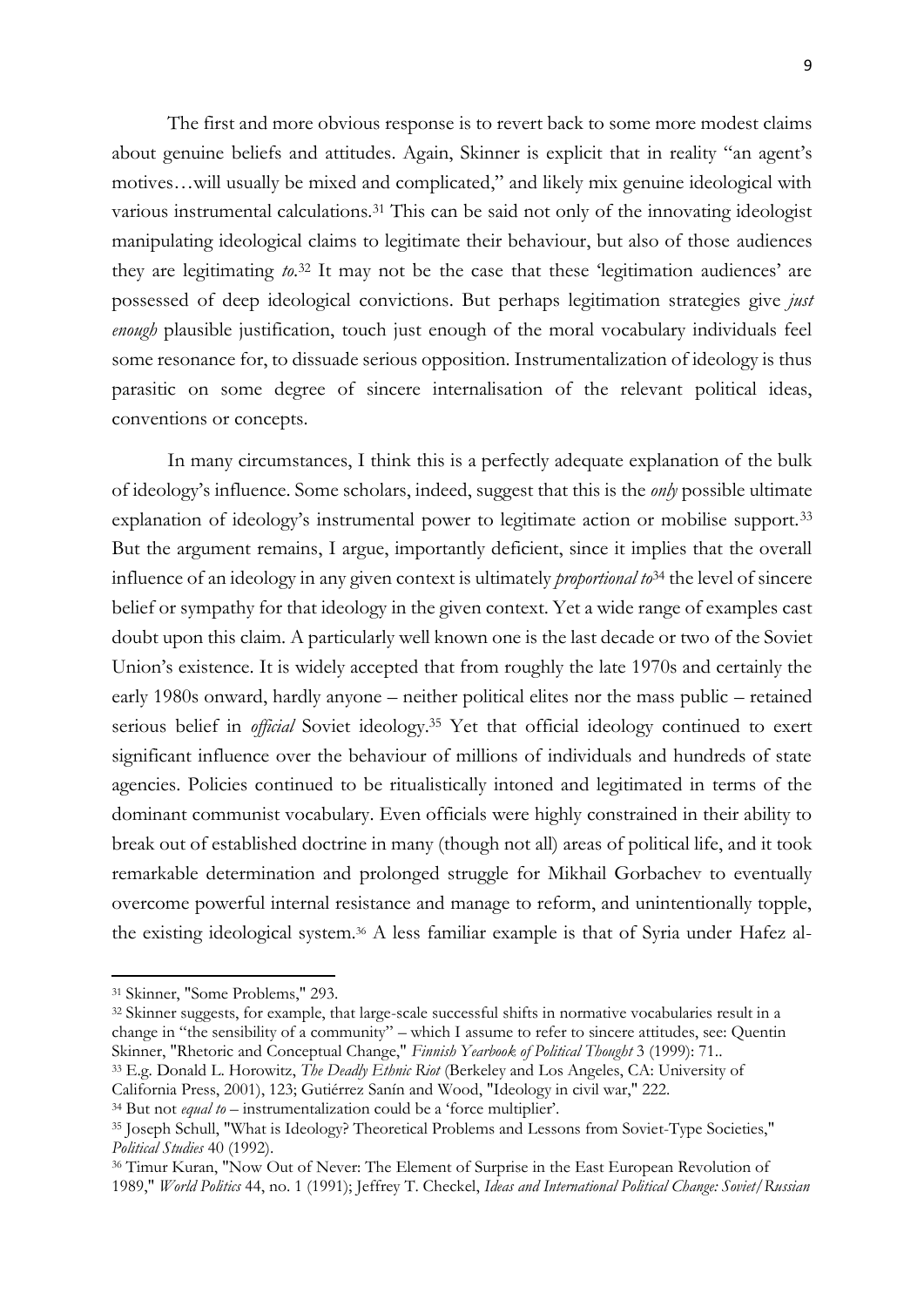The first and more obvious response is to revert back to some more modest claims about genuine beliefs and attitudes. Again, Skinner is explicit that in reality "an agent's motives…will usually be mixed and complicated," and likely mix genuine ideological with various instrumental calculations.[31] This can be said not only of the innovating ideologist manipulating ideological claims to legitimate their behaviour, but also of those audiences they are legitimating *to*.[32] It may not be the case that these 'legitimation audiences' are possessed of deep ideological convictions. But perhaps legitimation strategies give *just enough* plausible justification, touch just enough of the moral vocabulary individuals feel some resonance for, to dissuade serious opposition. Instrumentalization of ideology is thus parasitic on some degree of sincere internalisation of the relevant political ideas, conventions or concepts.

In many circumstances, I think this is a perfectly adequate explanation of the bulk of ideology's influence. Some scholars, indeed, suggest that this is the *only* possible ultimate explanation of ideology's instrumental power to legitimate action or mobilise support.[33] But the argument remains, I argue, importantly deficient, since it implies that the overall influence of an ideology in any given context is ultimately *proportional to*[34] the level of sincere belief or sympathy for that ideology in the given context. Yet a wide range of examples cast doubt upon this claim. A particularly well known one is the last decade or two of the Soviet Union's existence. It is widely accepted that from roughly the late 1970s and certainly the early 1980s onward, hardly anyone – neither political elites nor the mass public – retained serious belief in *official* Soviet ideology.[35] Yet that official ideology continued to exert significant influence over the behaviour of millions of individuals and hundreds of state agencies. Policies continued to be ritualistically intoned and legitimated in terms of the dominant communist vocabulary. Even officials were highly constrained in their ability to break out of established doctrine in many (though not all) areas of political life, and it took remarkable determination and prolonged struggle for Mikhail Gorbachev to eventually overcome powerful internal resistance and manage to reform, and unintentionally topple, the existing ideological system.[36] A less familiar example is that of Syria under Hafez al-

---

[31] Skinner, "Some Problems," 293.

[32] Skinner suggests, for example, that large-scale successful shifts in normative vocabularies result in a change in "the sensibility of a community" – which I assume to refer to sincere attitudes, see: Quentin Skinner, "Rhetoric and Conceptual Change," *Finnish Yearbook of Political Thought* 3 (1999): 71..

[33] E.g. Donald L. Horowitz, *The Deadly Ethnic Riot* (Berkeley and Los Angeles, CA: University of California Press, 2001), 123; Gutiérrez Sanín and Wood, "Ideology in civil war," 222.

[34] But not *equal to* – instrumentalization could be a 'force multiplier'.

[35] Joseph Schull, "What is Ideology? Theoretical Problems and Lessons from Soviet-Type Societies," *Political Studies* 40 (1992).

[36] Timur Kuran, "Now Out of Never: The Element of Surprise in the East European Revolution of 1989," *World Politics* 44, no. 1 (1991); Jeffrey T. Checkel, *Ideas and International Political Change: Soviet/Russian*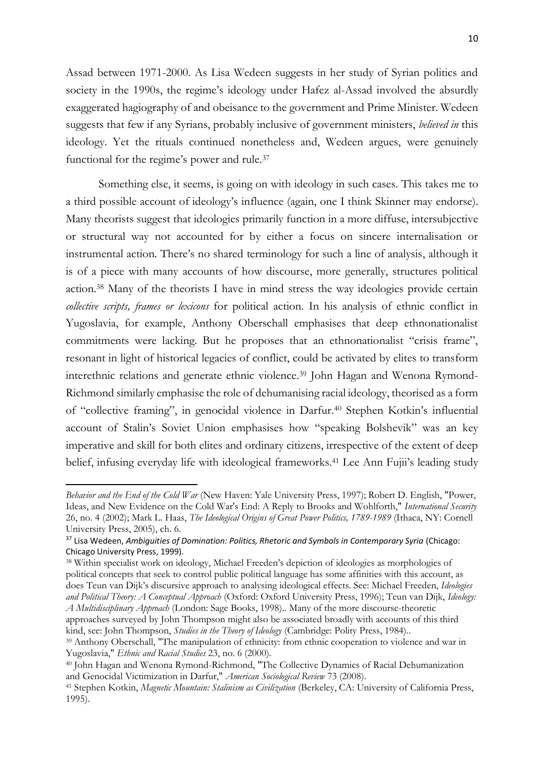Assad between 1971-2000. As Lisa Wedeen suggests in her study of Syrian politics and society in the 1990s, the regime's ideology under Hafez al-Assad involved the absurdly exaggerated hagiography of and obeisance to the government and Prime Minister. Wedeen suggests that few if any Syrians, probably inclusive of government ministers, *believed in* this ideology. Yet the rituals continued nonetheless and, Wedeen argues, were genuinely functional for the regime's power and rule.[37]

Something else, it seems, is going on with ideology in such cases. This takes me to a third possible account of ideology's influence (again, one I think Skinner may endorse). Many theorists suggest that ideologies primarily function in a more diffuse, intersubjective or structural way not accounted for by either a focus on sincere internalisation or instrumental action. There's no shared terminology for such a line of analysis, although it is of a piece with many accounts of how discourse, more generally, structures political action.[38] Many of the theorists I have in mind stress the way ideologies provide certain *collective scripts, frames or lexicons* for political action. In his analysis of ethnic conflict in Yugoslavia, for example, Anthony Oberschall emphasises that deep ethnonationalist commitments were lacking. But he proposes that an ethnonationalist "crisis frame", resonant in light of historical legacies of conflict, could be activated by elites to transform interethnic relations and generate ethnic violence.[39] John Hagan and Wenona Rymond-Richmond similarly emphasise the role of dehumanising racial ideology, theorised as a form of "collective framing", in genocidal violence in Darfur.[40] Stephen Kotkin's influential account of Stalin's Soviet Union emphasises how "speaking Bolshevik" was an key imperative and skill for both elites and ordinary citizens, irrespective of the extent of deep belief, infusing everyday life with ideological frameworks.[41] Lee Ann Fujii's leading study

---

*Behavior and the End of the Cold War* (New Haven: Yale University Press, 1997); Robert D. English, "Power, Ideas, and New Evidence on the Cold War's End: A Reply to Brooks and Wohlforth," *International Security* 26, no. 4 (2002); Mark L. Haas, *The Ideological Origins of Great Power Politics, 1789-1989* (Ithaca, NY: Cornell University Press, 2005), ch. 6.

[37] Lisa Wedeen, *Ambiguities of Domination: Politics, Rhetoric and Symbols in Contemporary Syria* (Chicago: Chicago University Press, 1999).

[38] Within specialist work on ideology, Michael Freeden's depiction of ideologies as morphologies of political concepts that seek to control public political language has some affinities with this account, as does Teun van Dijk's discursive approach to analysing ideological effects. See: Michael Freeden, *Ideologies and Political Theory: A Conceptual Approach* (Oxford: Oxford University Press, 1996); Teun van Dijk, *Ideology: A Multidisciplinary Approach* (London: Sage Books, 1998).. Many of the more discourse-theoretic approaches surveyed by John Thompson might also be associated broadly with accounts of this third kind, see: John Thompson, *Studies in the Theory of Ideology* (Cambridge: Polity Press, 1984)..

[39] Anthony Oberschall, "The manipulation of ethnicity: from ethnic cooperation to violence and war in Yugoslavia," *Ethnic and Racial Studies* 23, no. 6 (2000).

[40] John Hagan and Wenona Rymond-Richmond, "The Collective Dynamics of Racial Dehumanization and Genocidal Victimization in Darfur," *American Sociological Review* 73 (2008).

[41] Stephen Kotkin, *Magnetic Mountain: Stalinism as Civilization* (Berkeley, CA: University of California Press, 1995).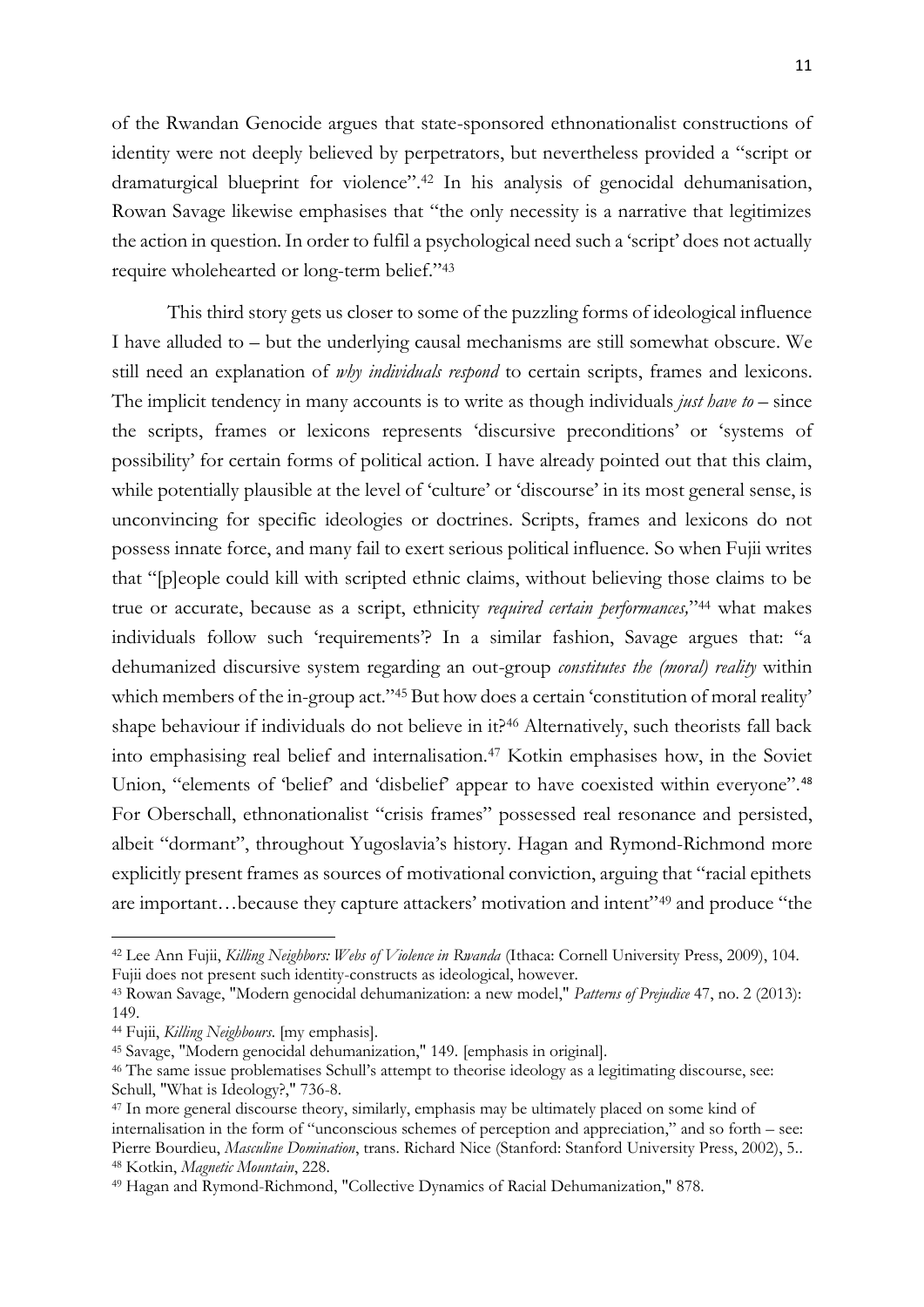of the Rwandan Genocide argues that state-sponsored ethnonationalist constructions of identity were not deeply believed by perpetrators, but nevertheless provided a "script or dramaturgical blueprint for violence".[42] In his analysis of genocidal dehumanisation, Rowan Savage likewise emphasises that "the only necessity is a narrative that legitimizes the action in question. In order to fulfil a psychological need such a 'script' does not actually require wholehearted or long-term belief."[43]

This third story gets us closer to some of the puzzling forms of ideological influence I have alluded to – but the underlying causal mechanisms are still somewhat obscure. We still need an explanation of *why individuals respond* to certain scripts, frames and lexicons. The implicit tendency in many accounts is to write as though individuals *just have to* – since the scripts, frames or lexicons represents 'discursive preconditions' or 'systems of possibility' for certain forms of political action. I have already pointed out that this claim, while potentially plausible at the level of 'culture' or 'discourse' in its most general sense, is unconvincing for specific ideologies or doctrines. Scripts, frames and lexicons do not possess innate force, and many fail to exert serious political influence. So when Fujii writes that "[p]eople could kill with scripted ethnic claims, without believing those claims to be true or accurate, because as a script, ethnicity *required certain performances,*"[44] what makes individuals follow such 'requirements'? In a similar fashion, Savage argues that: "a dehumanized discursive system regarding an out-group *constitutes the (moral) reality* within which members of the in-group act."[45] But how does a certain 'constitution of moral reality' shape behaviour if individuals do not believe in it?[46] Alternatively, such theorists fall back into emphasising real belief and internalisation.[47] Kotkin emphasises how, in the Soviet Union, "elements of 'belief' and 'disbelief' appear to have coexisted within everyone".[48] For Oberschall, ethnonationalist "crisis frames" possessed real resonance and persisted, albeit "dormant", throughout Yugoslavia's history. Hagan and Rymond-Richmond more explicitly present frames as sources of motivational conviction, arguing that "racial epithets are important…because they capture attackers' motivation and intent"[49] and produce "the

---

[42] Lee Ann Fujii, *Killing Neighbors: Webs of Violence in Rwanda* (Ithaca: Cornell University Press, 2009), 104. Fujii does not present such identity-constructs as ideological, however.

[43] Rowan Savage, "Modern genocidal dehumanization: a new model," *Patterns of Prejudice* 47, no. 2 (2013): 149.

[44] Fujii, *Killing Neighbours*. [my emphasis].

[45] Savage, "Modern genocidal dehumanization," 149. [emphasis in original].

[46] The same issue problematises Schull's attempt to theorise ideology as a legitimating discourse, see: Schull, "What is Ideology?," 736-8.

[47] In more general discourse theory, similarly, emphasis may be ultimately placed on some kind of internalisation in the form of "unconscious schemes of perception and appreciation," and so forth – see: Pierre Bourdieu, *Masculine Domination*, trans. Richard Nice (Stanford: Stanford University Press, 2002), 5..

[48] Kotkin, *Magnetic Mountain*, 228.

[49] Hagan and Rymond-Richmond, "Collective Dynamics of Racial Dehumanization," 878.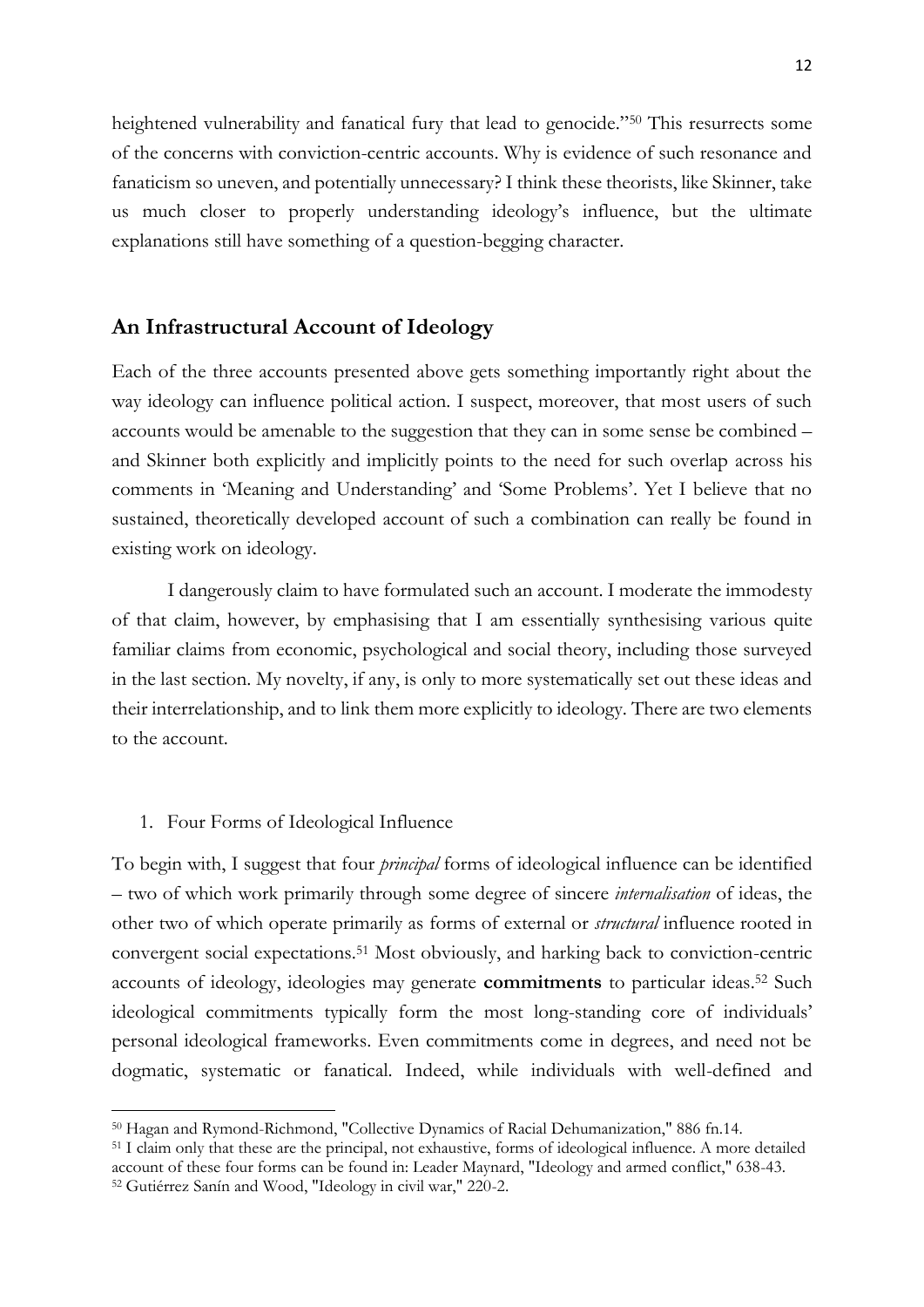heightened vulnerability and fanatical fury that lead to genocide."[50] This resurrects some of the concerns with conviction-centric accounts. Why is evidence of such resonance and fanaticism so uneven, and potentially unnecessary? I think these theorists, like Skinner, take us much closer to properly understanding ideology's influence, but the ultimate explanations still have something of a question-begging character.

## An Infrastructural Account of Ideology

Each of the three accounts presented above gets something importantly right about the way ideology can influence political action. I suspect, moreover, that most users of such accounts would be amenable to the suggestion that they can in some sense be combined – and Skinner both explicitly and implicitly points to the need for such overlap across his comments in 'Meaning and Understanding' and 'Some Problems'. Yet I believe that no sustained, theoretically developed account of such a combination can really be found in existing work on ideology.

I dangerously claim to have formulated such an account. I moderate the immodesty of that claim, however, by emphasising that I am essentially synthesising various quite familiar claims from economic, psychological and social theory, including those surveyed in the last section. My novelty, if any, is only to more systematically set out these ideas and their interrelationship, and to link them more explicitly to ideology. There are two elements to the account.

1. Four Forms of Ideological Influence

To begin with, I suggest that four *principal* forms of ideological influence can be identified – two of which work primarily through some degree of sincere *internalisation* of ideas, the other two of which operate primarily as forms of external or *structural* influence rooted in convergent social expectations.[51] Most obviously, and harking back to conviction-centric accounts of ideology, ideologies may generate **commitments** to particular ideas.[52] Such ideological commitments typically form the most long-standing core of individuals' personal ideological frameworks. Even commitments come in degrees, and need not be dogmatic, systematic or fanatical. Indeed, while individuals with well-defined and

[50] Hagan and Rymond-Richmond, "Collective Dynamics of Racial Dehumanization," 886 fn.14.

[51] I claim only that these are the principal, not exhaustive, forms of ideological influence. A more detailed account of these four forms can be found in: Leader Maynard, "Ideology and armed conflict," 638-43.

[52] Gutiérrez Sanín and Wood, "Ideology in civil war," 220-2.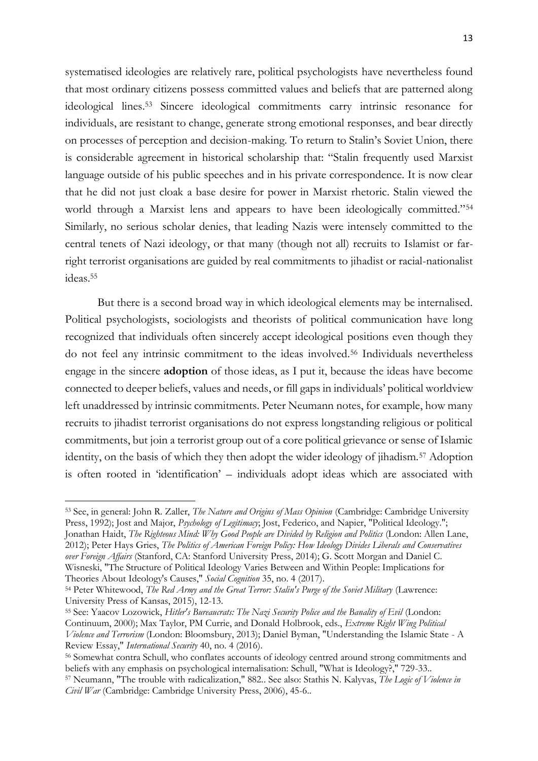systematised ideologies are relatively rare, political psychologists have nevertheless found that most ordinary citizens possess committed values and beliefs that are patterned along ideological lines.[53] Sincere ideological commitments carry intrinsic resonance for individuals, are resistant to change, generate strong emotional responses, and bear directly on processes of perception and decision-making. To return to Stalin's Soviet Union, there is considerable agreement in historical scholarship that: "Stalin frequently used Marxist language outside of his public speeches and in his private correspondence. It is now clear that he did not just cloak a base desire for power in Marxist rhetoric. Stalin viewed the world through a Marxist lens and appears to have been ideologically committed."[54] Similarly, no serious scholar denies, that leading Nazis were intensely committed to the central tenets of Nazi ideology, or that many (though not all) recruits to Islamist or far-right terrorist organisations are guided by real commitments to jihadist or racial-nationalist ideas.[55]

But there is a second broad way in which ideological elements may be internalised. Political psychologists, sociologists and theorists of political communication have long recognized that individuals often sincerely accept ideological positions even though they do not feel any intrinsic commitment to the ideas involved.[56] Individuals nevertheless engage in the sincere **adoption** of those ideas, as I put it, because the ideas have become connected to deeper beliefs, values and needs, or fill gaps in individuals' political worldview left unaddressed by intrinsic commitments. Peter Neumann notes, for example, how many recruits to jihadist terrorist organisations do not express longstanding religious or political commitments, but join a terrorist group out of a core political grievance or sense of Islamic identity, on the basis of which they then adopt the wider ideology of jihadism.[57] Adoption is often rooted in 'identification' – individuals adopt ideas which are associated with

---

[53] See, in general: John R. Zaller, *The Nature and Origins of Mass Opinion* (Cambridge: Cambridge University Press, 1992); Jost and Major, *Psychology of Legitimacy*; Jost, Federico, and Napier, "Political Ideology."; Jonathan Haidt, *The Righteous Mind: Why Good People are Divided by Religion and Politics* (London: Allen Lane, 2012); Peter Hays Gries, *The Politics of American Foreign Policy: How Ideology Divides Liberals and Conservatives over Foreign Affairs* (Stanford, CA: Stanford University Press, 2014); G. Scott Morgan and Daniel C. Wisneski, "The Structure of Political Ideology Varies Between and Within People: Implications for Theories About Ideology's Causes," *Social Cognition* 35, no. 4 (2017).

[54] Peter Whitewood, *The Red Army and the Great Terror: Stalin's Purge of the Soviet Military* (Lawrence: University Press of Kansas, 2015), 12-13.

[55] See: Yaacov Lozowick, *Hitler's Bureaucrats: The Nazi Security Police and the Banality of Evil* (London: Continuum, 2000); Max Taylor, PM Currie, and Donald Holbrook, eds., *Extreme Right Wing Political Violence and Terrorism* (London: Bloomsbury, 2013); Daniel Byman, "Understanding the Islamic State - A Review Essay," *International Security* 40, no. 4 (2016).

[56] Somewhat contra Schull, who conflates accounts of ideology centred around strong commitments and beliefs with any emphasis on psychological internalisation: Schull, "What is Ideology?," 729-33..

[57] Neumann, "The trouble with radicalization," 882.. See also: Stathis N. Kalyvas, *The Logic of Violence in Civil War* (Cambridge: Cambridge University Press, 2006), 45-6..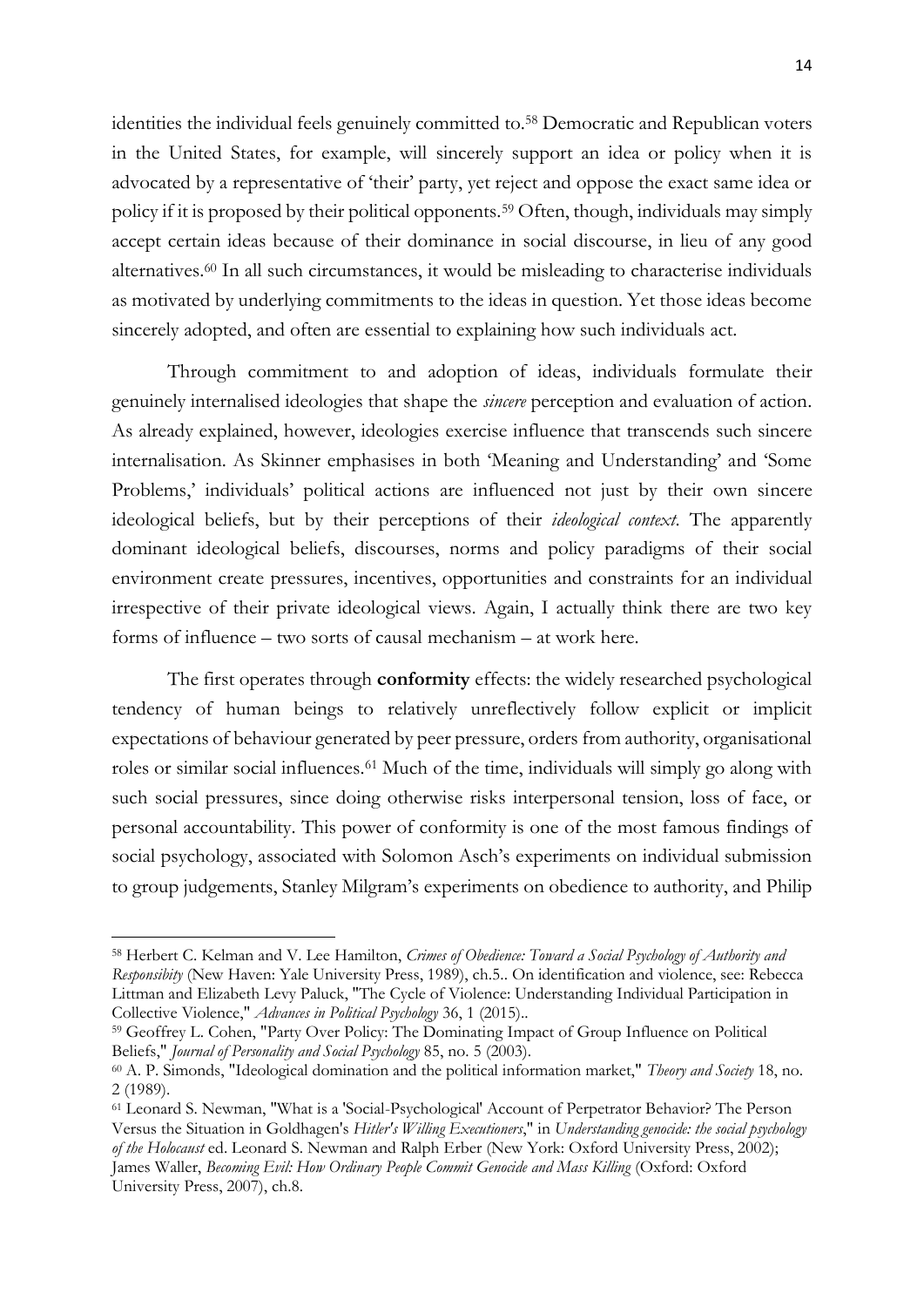identities the individual feels genuinely committed to.[58] Democratic and Republican voters in the United States, for example, will sincerely support an idea or policy when it is advocated by a representative of 'their' party, yet reject and oppose the exact same idea or policy if it is proposed by their political opponents.[59] Often, though, individuals may simply accept certain ideas because of their dominance in social discourse, in lieu of any good alternatives.[60] In all such circumstances, it would be misleading to characterise individuals as motivated by underlying commitments to the ideas in question. Yet those ideas become sincerely adopted, and often are essential to explaining how such individuals act.

Through commitment to and adoption of ideas, individuals formulate their genuinely internalised ideologies that shape the *sincere* perception and evaluation of action. As already explained, however, ideologies exercise influence that transcends such sincere internalisation. As Skinner emphasises in both 'Meaning and Understanding' and 'Some Problems,' individuals' political actions are influenced not just by their own sincere ideological beliefs, but by their perceptions of their *ideological context*. The apparently dominant ideological beliefs, discourses, norms and policy paradigms of their social environment create pressures, incentives, opportunities and constraints for an individual irrespective of their private ideological views. Again, I actually think there are two key forms of influence – two sorts of causal mechanism – at work here.

The first operates through **conformity** effects: the widely researched psychological tendency of human beings to relatively unreflectively follow explicit or implicit expectations of behaviour generated by peer pressure, orders from authority, organisational roles or similar social influences.[61] Much of the time, individuals will simply go along with such social pressures, since doing otherwise risks interpersonal tension, loss of face, or personal accountability. This power of conformity is one of the most famous findings of social psychology, associated with Solomon Asch's experiments on individual submission to group judgements, Stanley Milgram's experiments on obedience to authority, and Philip

---

[58] Herbert C. Kelman and V. Lee Hamilton, *Crimes of Obedience: Toward a Social Psychology of Authority and Responsibity* (New Haven: Yale University Press, 1989), ch.5.. On identification and violence, see: Rebecca Littman and Elizabeth Levy Paluck, "The Cycle of Violence: Understanding Individual Participation in Collective Violence," *Advances in Political Psychology* 36, 1 (2015)..

[59] Geoffrey L. Cohen, "Party Over Policy: The Dominating Impact of Group Influence on Political Beliefs," *Journal of Personality and Social Psychology* 85, no. 5 (2003).

[60] A. P. Simonds, "Ideological domination and the political information market," *Theory and Society* 18, no. 2 (1989).

[61] Leonard S. Newman, "What is a 'Social-Psychological' Account of Perpetrator Behavior? The Person Versus the Situation in Goldhagen's *Hitler's Willing Executioners*," in *Understanding genocide: the social psychology of the Holocaust* ed. Leonard S. Newman and Ralph Erber (New York: Oxford University Press, 2002); James Waller, *Becoming Evil: How Ordinary People Commit Genocide and Mass Killing* (Oxford: Oxford University Press, 2007), ch.8.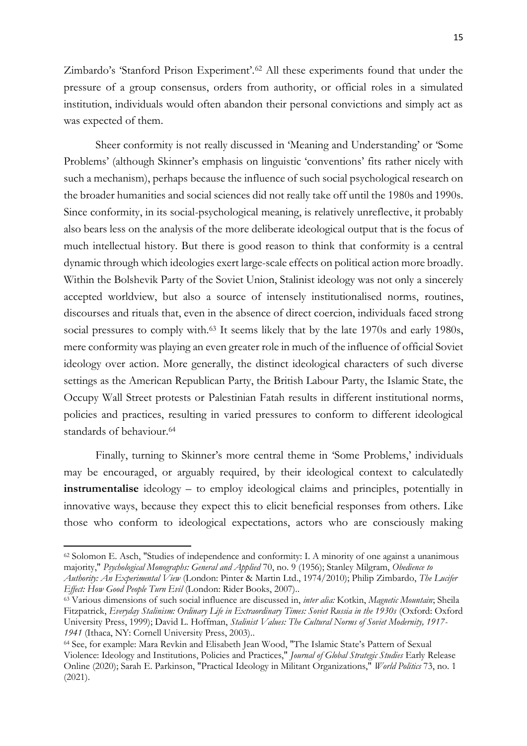Zimbardo's 'Stanford Prison Experiment'.[62] All these experiments found that under the pressure of a group consensus, orders from authority, or official roles in a simulated institution, individuals would often abandon their personal convictions and simply act as was expected of them.

Sheer conformity is not really discussed in 'Meaning and Understanding' or 'Some Problems' (although Skinner's emphasis on linguistic 'conventions' fits rather nicely with such a mechanism), perhaps because the influence of such social psychological research on the broader humanities and social sciences did not really take off until the 1980s and 1990s. Since conformity, in its social-psychological meaning, is relatively unreflective, it probably also bears less on the analysis of the more deliberate ideological output that is the focus of much intellectual history. But there is good reason to think that conformity is a central dynamic through which ideologies exert large-scale effects on political action more broadly. Within the Bolshevik Party of the Soviet Union, Stalinist ideology was not only a sincerely accepted worldview, but also a source of intensely institutionalised norms, routines, discourses and rituals that, even in the absence of direct coercion, individuals faced strong social pressures to comply with.[63] It seems likely that by the late 1970s and early 1980s, mere conformity was playing an even greater role in much of the influence of official Soviet ideology over action. More generally, the distinct ideological characters of such diverse settings as the American Republican Party, the British Labour Party, the Islamic State, the Occupy Wall Street protests or Palestinian Fatah results in different institutional norms, policies and practices, resulting in varied pressures to conform to different ideological standards of behaviour.[64]

Finally, turning to Skinner's more central theme in 'Some Problems,' individuals may be encouraged, or arguably required, by their ideological context to calculatedly **instrumentalise** ideology – to employ ideological claims and principles, potentially in innovative ways, because they expect this to elicit beneficial responses from others. Like those who conform to ideological expectations, actors who are consciously making

---

[62] Solomon E. Asch, "Studies of independence and conformity: I. A minority of one against a unanimous majority," *Psychological Monographs: General and Applied* 70, no. 9 (1956); Stanley Milgram, *Obedience to Authority: An Experimental View* (London: Pinter & Martin Ltd., 1974/2010); Philip Zimbardo, *The Lucifer Effect: How Good People Turn Evil* (London: Rider Books, 2007)..

[63] Various dimensions of such social influence are discussed in, *inter alia:* Kotkin, *Magnetic Mountain*; Sheila Fitzpatrick, *Everyday Stalinism: Ordinary Life in Extraordinary Times: Soviet Russia in the 1930s* (Oxford: Oxford University Press, 1999); David L. Hoffman, *Stalinist Values: The Cultural Norms of Soviet Modernity, 1917-1941* (Ithaca, NY: Cornell University Press, 2003)..

[64] See, for example: Mara Revkin and Elisabeth Jean Wood, "The Islamic State's Pattern of Sexual Violence: Ideology and Institutions, Policies and Practices," *Journal of Global Strategic Studies* Early Release Online (2020); Sarah E. Parkinson, "Practical Ideology in Militant Organizations," *World Politics* 73, no. 1 (2021).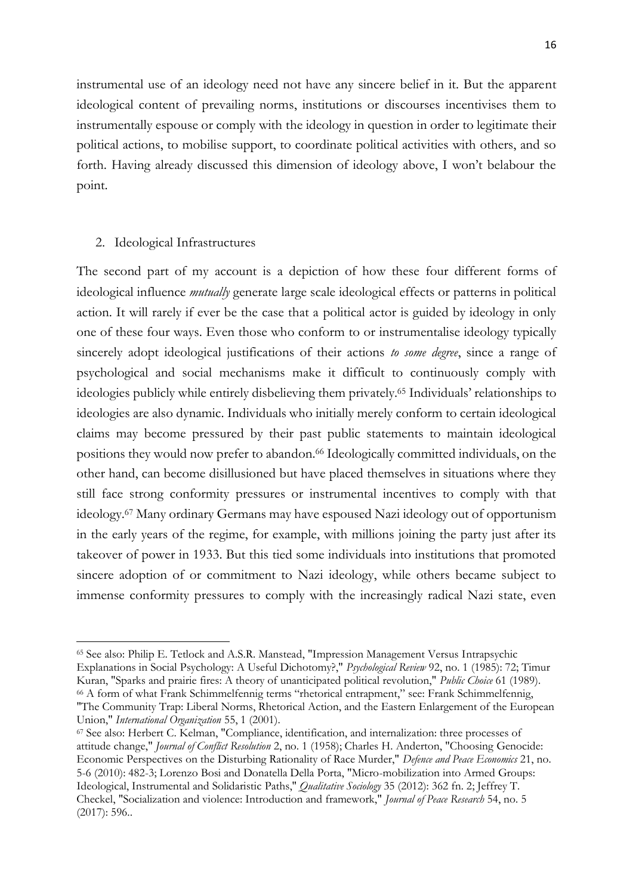instrumental use of an ideology need not have any sincere belief in it. But the apparent ideological content of prevailing norms, institutions or discourses incentivises them to instrumentally espouse or comply with the ideology in question in order to legitimate their political actions, to mobilise support, to coordinate political activities with others, and so forth. Having already discussed this dimension of ideology above, I won't belabour the point.

## 2. Ideological Infrastructures

The second part of my account is a depiction of how these four different forms of ideological influence *mutually* generate large scale ideological effects or patterns in political action. It will rarely if ever be the case that a political actor is guided by ideology in only one of these four ways. Even those who conform to or instrumentalise ideology typically sincerely adopt ideological justifications of their actions *to some degree*, since a range of psychological and social mechanisms make it difficult to continuously comply with ideologies publicly while entirely disbelieving them privately.[65] Individuals' relationships to ideologies are also dynamic. Individuals who initially merely conform to certain ideological claims may become pressured by their past public statements to maintain ideological positions they would now prefer to abandon.[66] Ideologically committed individuals, on the other hand, can become disillusioned but have placed themselves in situations where they still face strong conformity pressures or instrumental incentives to comply with that ideology.[67] Many ordinary Germans may have espoused Nazi ideology out of opportunism in the early years of the regime, for example, with millions joining the party just after its takeover of power in 1933. But this tied some individuals into institutions that promoted sincere adoption of or commitment to Nazi ideology, while others became subject to immense conformity pressures to comply with the increasingly radical Nazi state, even

---

[65] See also: Philip E. Tetlock and A.S.R. Manstead, "Impression Management Versus Intrapsychic Explanations in Social Psychology: A Useful Dichotomy?," *Psychological Review* 92, no. 1 (1985): 72; Timur Kuran, "Sparks and prairie fires: A theory of unanticipated political revolution," *Public Choice* 61 (1989).

[66] A form of what Frank Schimmelfennig terms "rhetorical entrapment," see: Frank Schimmelfennig, "The Community Trap: Liberal Norms, Rhetorical Action, and the Eastern Enlargement of the European Union," *International Organization* 55, 1 (2001).

[67] See also: Herbert C. Kelman, "Compliance, identification, and internalization: three processes of attitude change," *Journal of Conflict Resolution* 2, no. 1 (1958); Charles H. Anderton, "Choosing Genocide: Economic Perspectives on the Disturbing Rationality of Race Murder," *Defence and Peace Economics* 21, no. 5-6 (2010): 482-3; Lorenzo Bosi and Donatella Della Porta, "Micro-mobilization into Armed Groups: Ideological, Instrumental and Solidaristic Paths," *Qualitative Sociology* 35 (2012): 362 fn. 2; Jeffrey T. Checkel, "Socialization and violence: Introduction and framework," *Journal of Peace Research* 54, no. 5 (2017): 596..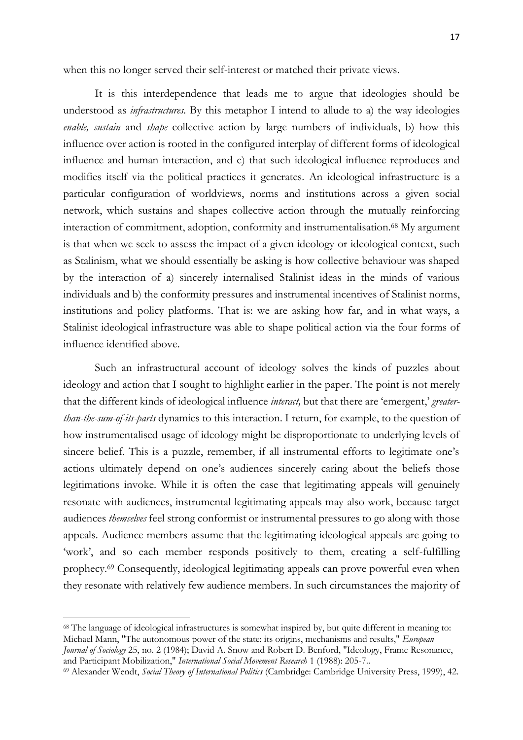when this no longer served their self-interest or matched their private views.

It is this interdependence that leads me to argue that ideologies should be understood as *infrastructures*. By this metaphor I intend to allude to a) the way ideologies *enable, sustain* and *shape* collective action by large numbers of individuals, b) how this influence over action is rooted in the configured interplay of different forms of ideological influence and human interaction, and c) that such ideological influence reproduces and modifies itself via the political practices it generates. An ideological infrastructure is a particular configuration of worldviews, norms and institutions across a given social network, which sustains and shapes collective action through the mutually reinforcing interaction of commitment, adoption, conformity and instrumentalisation.[68] My argument is that when we seek to assess the impact of a given ideology or ideological context, such as Stalinism, what we should essentially be asking is how collective behaviour was shaped by the interaction of a) sincerely internalised Stalinist ideas in the minds of various individuals and b) the conformity pressures and instrumental incentives of Stalinist norms, institutions and policy platforms. That is: we are asking how far, and in what ways, a Stalinist ideological infrastructure was able to shape political action via the four forms of influence identified above.

Such an infrastructural account of ideology solves the kinds of puzzles about ideology and action that I sought to highlight earlier in the paper. The point is not merely that the different kinds of ideological influence *interact,* but that there are 'emergent,' *greater-than-the-sum-of-its-parts* dynamics to this interaction. I return, for example, to the question of how instrumentalised usage of ideology might be disproportionate to underlying levels of sincere belief. This is a puzzle, remember, if all instrumental efforts to legitimate one's actions ultimately depend on one's audiences sincerely caring about the beliefs those legitimations invoke. While it is often the case that legitimating appeals will genuinely resonate with audiences, instrumental legitimating appeals may also work, because target audiences *themselves* feel strong conformist or instrumental pressures to go along with those appeals. Audience members assume that the legitimating ideological appeals are going to 'work', and so each member responds positively to them, creating a self-fulfilling prophecy.[69] Consequently, ideological legitimating appeals can prove powerful even when they resonate with relatively few audience members. In such circumstances the majority of

---

[68] The language of ideological infrastructures is somewhat inspired by, but quite different in meaning to: Michael Mann, "The autonomous power of the state: its origins, mechanisms and results," *European Journal of Sociology* 25, no. 2 (1984); David A. Snow and Robert D. Benford, "Ideology, Frame Resonance, and Participant Mobilization," *International Social Movement Research* 1 (1988): 205-7..

[69] Alexander Wendt, *Social Theory of International Politics* (Cambridge: Cambridge University Press, 1999), 42.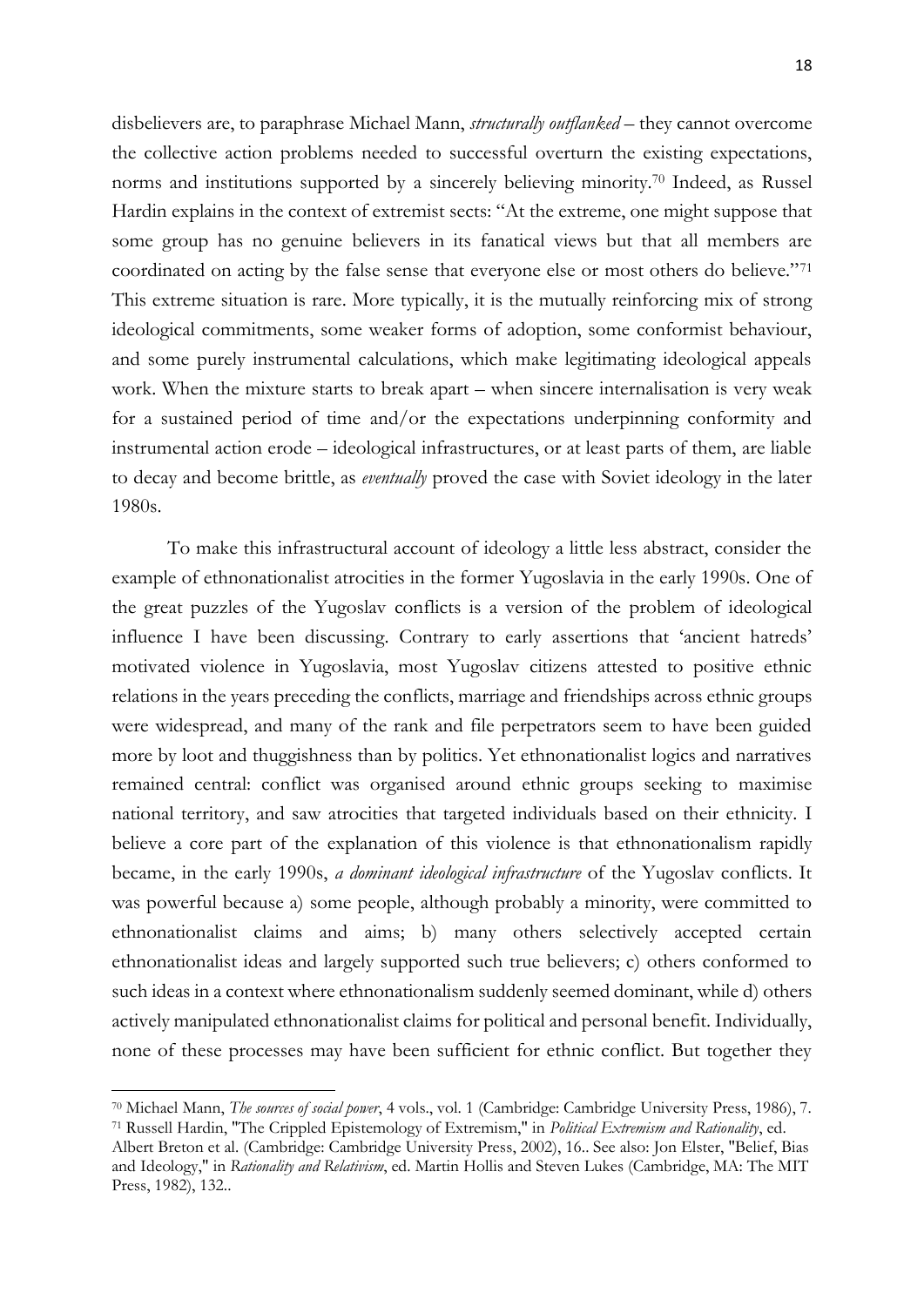disbelievers are, to paraphrase Michael Mann, *structurally outflanked* – they cannot overcome the collective action problems needed to successful overturn the existing expectations, norms and institutions supported by a sincerely believing minority.[70] Indeed, as Russel Hardin explains in the context of extremist sects: "At the extreme, one might suppose that some group has no genuine believers in its fanatical views but that all members are coordinated on acting by the false sense that everyone else or most others do believe."[71] This extreme situation is rare. More typically, it is the mutually reinforcing mix of strong ideological commitments, some weaker forms of adoption, some conformist behaviour, and some purely instrumental calculations, which make legitimating ideological appeals work. When the mixture starts to break apart – when sincere internalisation is very weak for a sustained period of time and/or the expectations underpinning conformity and instrumental action erode – ideological infrastructures, or at least parts of them, are liable to decay and become brittle, as *eventually* proved the case with Soviet ideology in the later 1980s.

To make this infrastructural account of ideology a little less abstract, consider the example of ethnonationalist atrocities in the former Yugoslavia in the early 1990s. One of the great puzzles of the Yugoslav conflicts is a version of the problem of ideological influence I have been discussing. Contrary to early assertions that 'ancient hatreds' motivated violence in Yugoslavia, most Yugoslav citizens attested to positive ethnic relations in the years preceding the conflicts, marriage and friendships across ethnic groups were widespread, and many of the rank and file perpetrators seem to have been guided more by loot and thuggishness than by politics. Yet ethnonationalist logics and narratives remained central: conflict was organised around ethnic groups seeking to maximise national territory, and saw atrocities that targeted individuals based on their ethnicity. I believe a core part of the explanation of this violence is that ethnonationalism rapidly became, in the early 1990s, *a dominant ideological infrastructure* of the Yugoslav conflicts. It was powerful because a) some people, although probably a minority, were committed to ethnonationalist claims and aims; b) many others selectively accepted certain ethnonationalist ideas and largely supported such true believers; c) others conformed to such ideas in a context where ethnonationalism suddenly seemed dominant, while d) others actively manipulated ethnonationalist claims for political and personal benefit. Individually, none of these processes may have been sufficient for ethnic conflict. But together they

---

[70] Michael Mann, *The sources of social power*, 4 vols., vol. 1 (Cambridge: Cambridge University Press, 1986), 7.

[71] Russell Hardin, "The Crippled Epistemology of Extremism," in *Political Extremism and Rationality*, ed. Albert Breton et al. (Cambridge: Cambridge University Press, 2002), 16.. See also: Jon Elster, "Belief, Bias and Ideology," in *Rationality and Relativism*, ed. Martin Hollis and Steven Lukes (Cambridge, MA: The MIT Press, 1982), 132..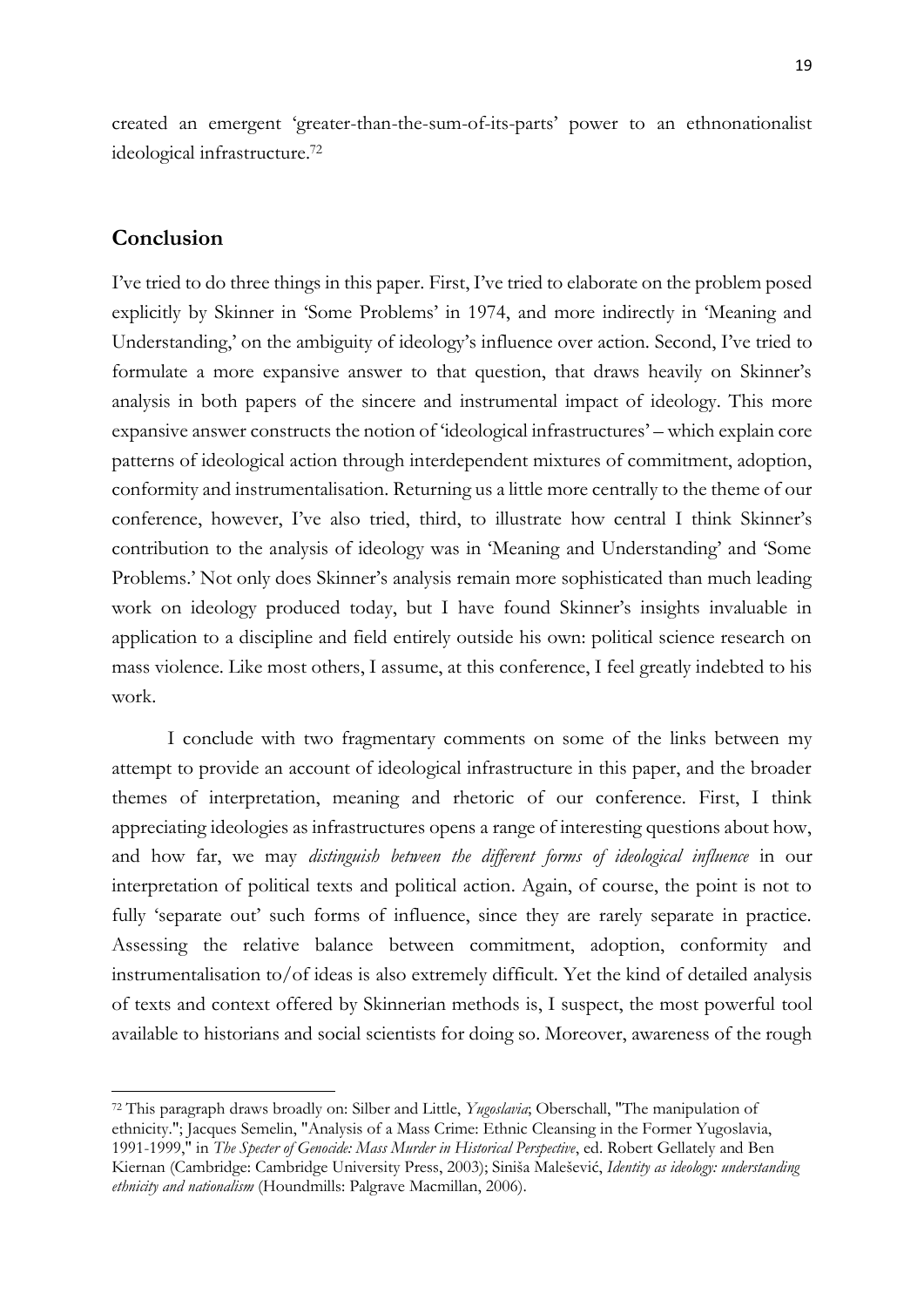created an emergent 'greater-than-the-sum-of-its-parts' power to an ethnonationalist ideological infrastructure.[72]

## Conclusion

I've tried to do three things in this paper. First, I've tried to elaborate on the problem posed explicitly by Skinner in 'Some Problems' in 1974, and more indirectly in 'Meaning and Understanding,' on the ambiguity of ideology's influence over action. Second, I've tried to formulate a more expansive answer to that question, that draws heavily on Skinner's analysis in both papers of the sincere and instrumental impact of ideology. This more expansive answer constructs the notion of 'ideological infrastructures' – which explain core patterns of ideological action through interdependent mixtures of commitment, adoption, conformity and instrumentalisation. Returning us a little more centrally to the theme of our conference, however, I've also tried, third, to illustrate how central I think Skinner's contribution to the analysis of ideology was in 'Meaning and Understanding' and 'Some Problems.' Not only does Skinner's analysis remain more sophisticated than much leading work on ideology produced today, but I have found Skinner's insights invaluable in application to a discipline and field entirely outside his own: political science research on mass violence. Like most others, I assume, at this conference, I feel greatly indebted to his work.

I conclude with two fragmentary comments on some of the links between my attempt to provide an account of ideological infrastructure in this paper, and the broader themes of interpretation, meaning and rhetoric of our conference. First, I think appreciating ideologies as infrastructures opens a range of interesting questions about how, and how far, we may *distinguish between the different forms of ideological influence* in our interpretation of political texts and political action. Again, of course, the point is not to fully 'separate out' such forms of influence, since they are rarely separate in practice. Assessing the relative balance between commitment, adoption, conformity and instrumentalisation to/of ideas is also extremely difficult. Yet the kind of detailed analysis of texts and context offered by Skinnerian methods is, I suspect, the most powerful tool available to historians and social scientists for doing so. Moreover, awareness of the rough

---

[72] This paragraph draws broadly on: Silber and Little, *Yugoslavia*; Oberschall, "The manipulation of ethnicity."; Jacques Semelin, "Analysis of a Mass Crime: Ethnic Cleansing in the Former Yugoslavia, 1991-1999," in *The Specter of Genocide: Mass Murder in Historical Perspective*, ed. Robert Gellately and Ben Kiernan (Cambridge: Cambridge University Press, 2003); Siniša Malešević, *Identity as ideology: understanding ethnicity and nationalism* (Houndmills: Palgrave Macmillan, 2006).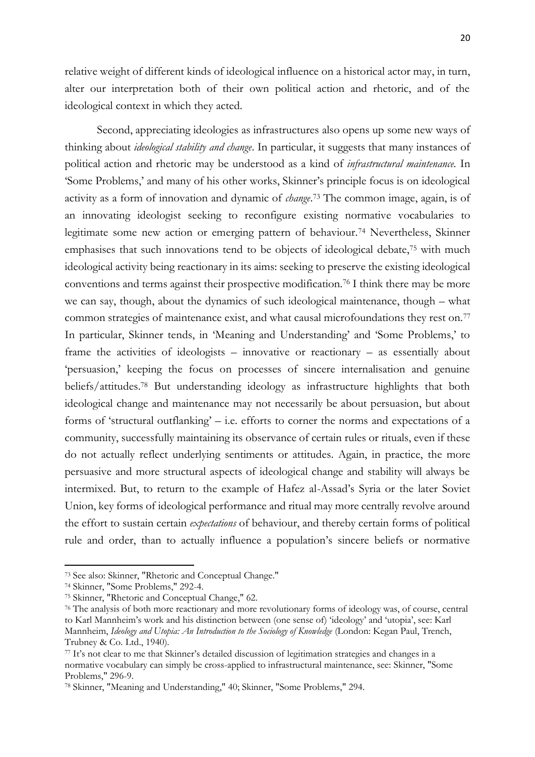relative weight of different kinds of ideological influence on a historical actor may, in turn, alter our interpretation both of their own political action and rhetoric, and of the ideological context in which they acted.

Second, appreciating ideologies as infrastructures also opens up some new ways of thinking about *ideological stability and change*. In particular, it suggests that many instances of political action and rhetoric may be understood as a kind of *infrastructural maintenance.* In 'Some Problems,' and many of his other works, Skinner's principle focus is on ideological activity as a form of innovation and dynamic of *change*.[73] The common image, again, is of an innovating ideologist seeking to reconfigure existing normative vocabularies to legitimate some new action or emerging pattern of behaviour.[74] Nevertheless, Skinner emphasises that such innovations tend to be objects of ideological debate,[75] with much ideological activity being reactionary in its aims: seeking to preserve the existing ideological conventions and terms against their prospective modification.[76] I think there may be more we can say, though, about the dynamics of such ideological maintenance, though – what common strategies of maintenance exist, and what causal microfoundations they rest on.[77] In particular, Skinner tends, in 'Meaning and Understanding' and 'Some Problems,' to frame the activities of ideologists – innovative or reactionary – as essentially about 'persuasion,' keeping the focus on processes of sincere internalisation and genuine beliefs/attitudes.[78] But understanding ideology as infrastructure highlights that both ideological change and maintenance may not necessarily be about persuasion, but about forms of 'structural outflanking' – i.e. efforts to corner the norms and expectations of a community, successfully maintaining its observance of certain rules or rituals, even if these do not actually reflect underlying sentiments or attitudes. Again, in practice, the more persuasive and more structural aspects of ideological change and stability will always be intermixed. But, to return to the example of Hafez al-Assad's Syria or the later Soviet Union, key forms of ideological performance and ritual may more centrally revolve around the effort to sustain certain *expectations* of behaviour, and thereby certain forms of political rule and order, than to actually influence a population's sincere beliefs or normative

---

[73] See also: Skinner, "Rhetoric and Conceptual Change."

[74] Skinner, "Some Problems," 292-4.

[75] Skinner, "Rhetoric and Conceptual Change," 62.

[76] The analysis of both more reactionary and more revolutionary forms of ideology was, of course, central to Karl Mannheim's work and his distinction between (one sense of) 'ideology' and 'utopia', see: Karl Mannheim, *Ideology and Utopia: An Introduction to the Sociology of Knowledge* (London: Kegan Paul, Trench, Trubney & Co. Ltd., 1940).

[77] It's not clear to me that Skinner's detailed discussion of legitimation strategies and changes in a normative vocabulary can simply be cross-applied to infrastructural maintenance, see: Skinner, "Some Problems," 296-9.

[78] Skinner, "Meaning and Understanding," 40; Skinner, "Some Problems," 294.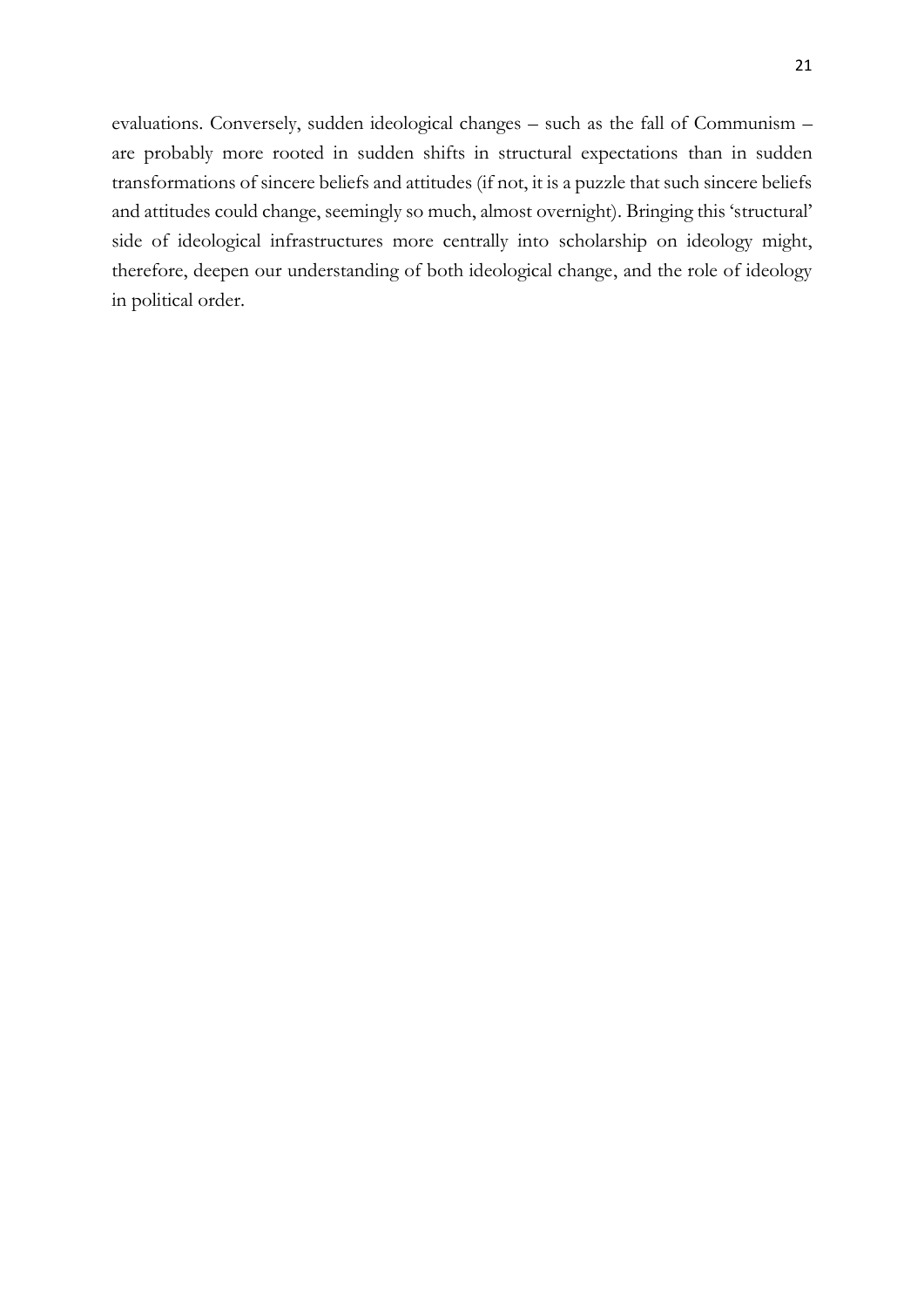evaluations. Conversely, sudden ideological changes – such as the fall of Communism – are probably more rooted in sudden shifts in structural expectations than in sudden transformations of sincere beliefs and attitudes (if not, it is a puzzle that such sincere beliefs and attitudes could change, seemingly so much, almost overnight). Bringing this 'structural' side of ideological infrastructures more centrally into scholarship on ideology might, therefore, deepen our understanding of both ideological change, and the role of ideology in political order.